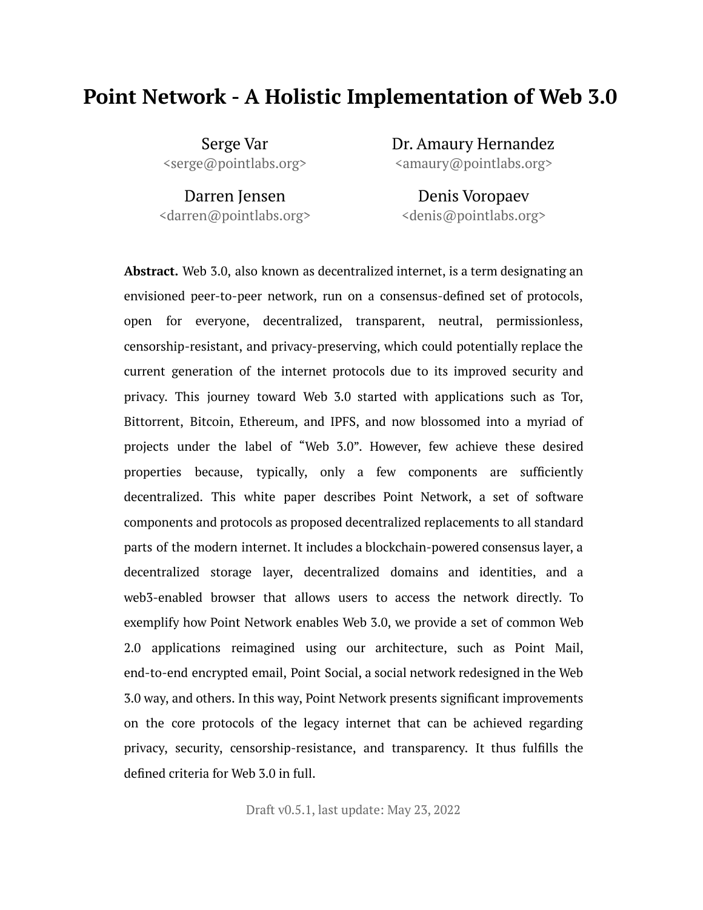# Point Network - A Holistic Implementation of Web 3.0

Serge Var
<serge@pointlabs.org>

Dr. Amaury Hernandez
<amaury@pointlabs.org>

Darren Jensen
<darren@pointlabs.org>

Denis Voropaev
<denis@pointlabs.org>

**Abstract.** Web 3.0, also known as decentralized internet, is a term designating an envisioned peer-to-peer network, run on a consensus-defined set of protocols, open for everyone, decentralized, transparent, neutral, permissionless, censorship-resistant, and privacy-preserving, which could potentially replace the current generation of the internet protocols due to its improved security and privacy. This journey toward Web 3.0 started with applications such as Tor, Bittorrent, Bitcoin, Ethereum, and IPFS, and now blossomed into a myriad of projects under the label of "Web 3.0". However, few achieve these desired properties because, typically, only a few components are sufficiently decentralized. This white paper describes Point Network, a set of software components and protocols as proposed decentralized replacements to all standard parts of the modern internet. It includes a blockchain-powered consensus layer, a decentralized storage layer, decentralized domains and identities, and a web3-enabled browser that allows users to access the network directly. To exemplify how Point Network enables Web 3.0, we provide a set of common Web 2.0 applications reimagined using our architecture, such as Point Mail, end-to-end encrypted email, Point Social, a social network redesigned in the Web 3.0 way, and others. In this way, Point Network presents significant improvements on the core protocols of the legacy internet that can be achieved regarding privacy, security, censorship-resistance, and transparency. It thus fulfills the defined criteria for Web 3.0 in full.

Draft v0.5.1, last update: May 23, 2022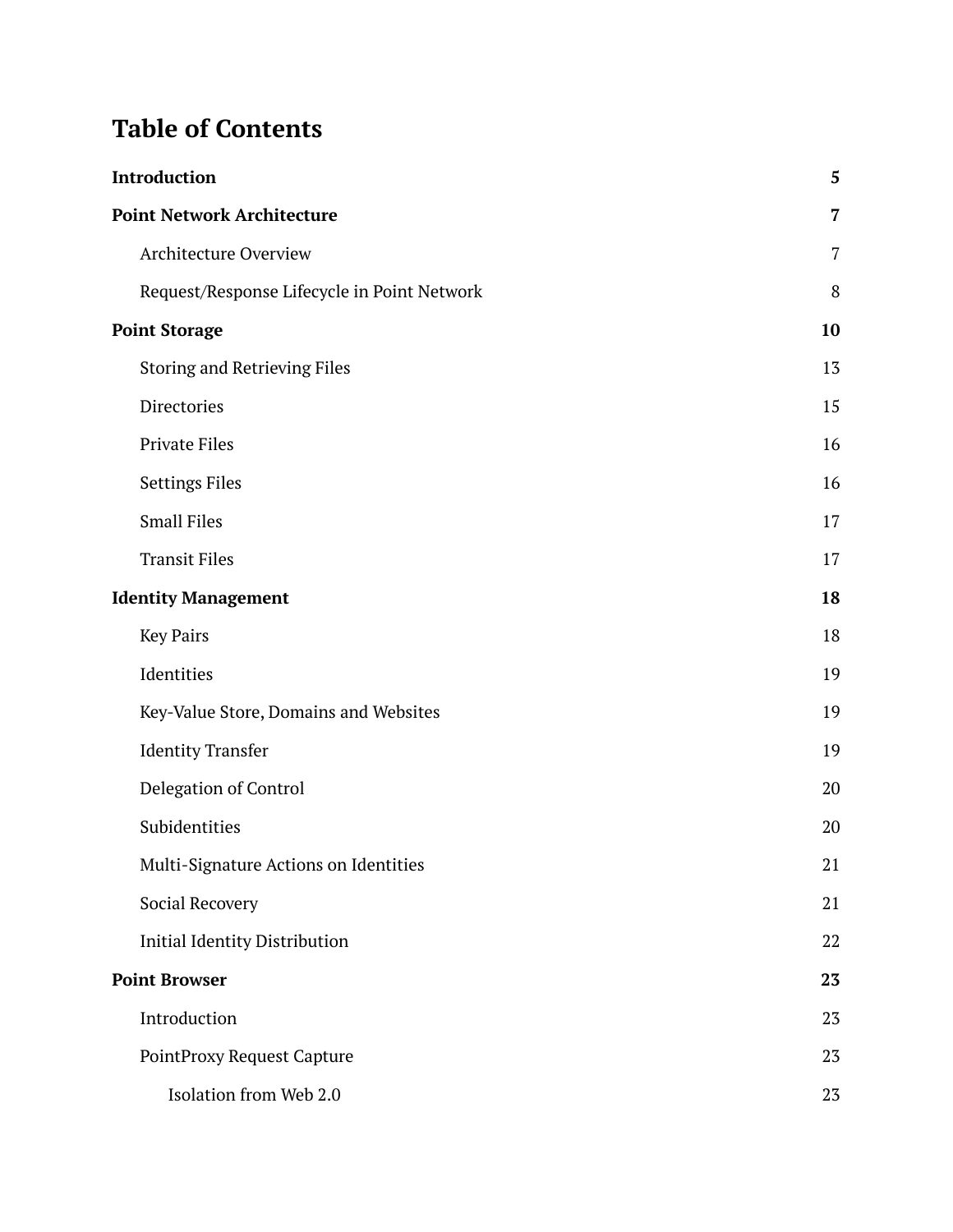# Table of Contents

| | |
|---|---|
| **Introduction** | **5** |
| **Point Network Architecture** | **7** |
| Architecture Overview | 7 |
| Request/Response Lifecycle in Point Network | 8 |
| **Point Storage** | **10** |
| Storing and Retrieving Files | 13 |
| Directories | 15 |
| Private Files | 16 |
| Settings Files | 16 |
| Small Files | 17 |
| Transit Files | 17 |
| **Identity Management** | **18** |
| Key Pairs | 18 |
| Identities | 19 |
| Key-Value Store, Domains and Websites | 19 |
| Identity Transfer | 19 |
| Delegation of Control | 20 |
| Subidentities | 20 |
| Multi-Signature Actions on Identities | 21 |
| Social Recovery | 21 |
| Initial Identity Distribution | 22 |
| **Point Browser** | **23** |
| Introduction | 23 |
| PointProxy Request Capture | 23 |
| Isolation from Web 2.0 | 23 |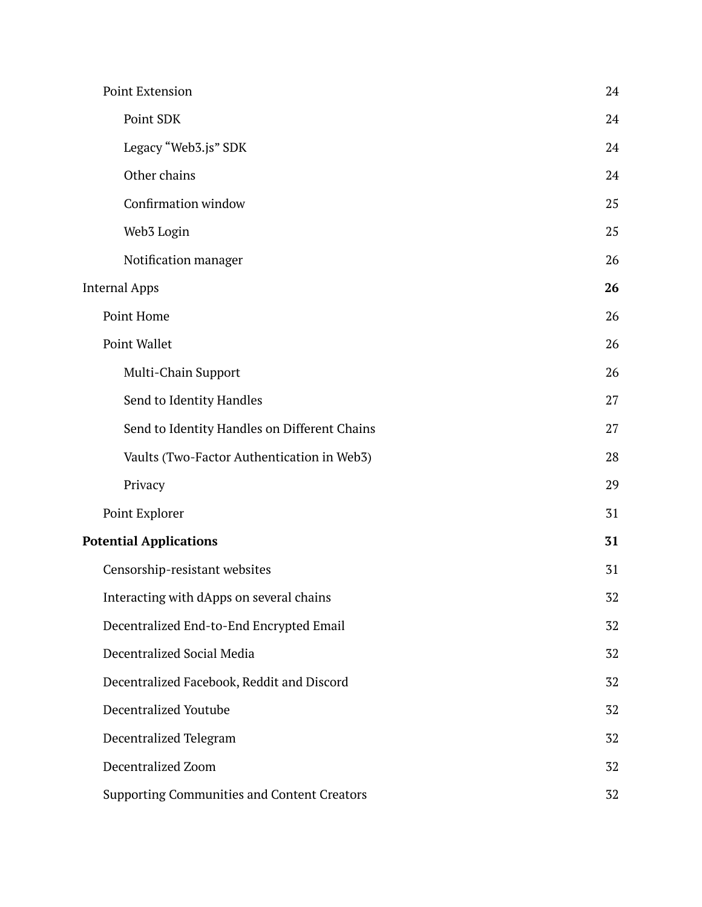- Point Extension 24
    - Point SDK 24
    - Legacy “Web3.js” SDK 24
    - Other chains 24
    - Confirmation window 25
    - Web3 Login 25
    - Notification manager 26
- Internal Apps **26**
  - Point Home 26
  - Point Wallet 26
    - Multi-Chain Support 26
    - Send to Identity Handles 27
    - Send to Identity Handles on Different Chains 27
    - Vaults (Two-Factor Authentication in Web3) 28
    - Privacy 29
  - Point Explorer 31
- **Potential Applications** **31**
  - Censorship-resistant websites 31
  - Interacting with dApps on several chains 32
  - Decentralized End-to-End Encrypted Email 32
  - Decentralized Social Media 32
  - Decentralized Facebook, Reddit and Discord 32
  - Decentralized Youtube 32
  - Decentralized Telegram 32
  - Decentralized Zoom 32
  - Supporting Communities and Content Creators 32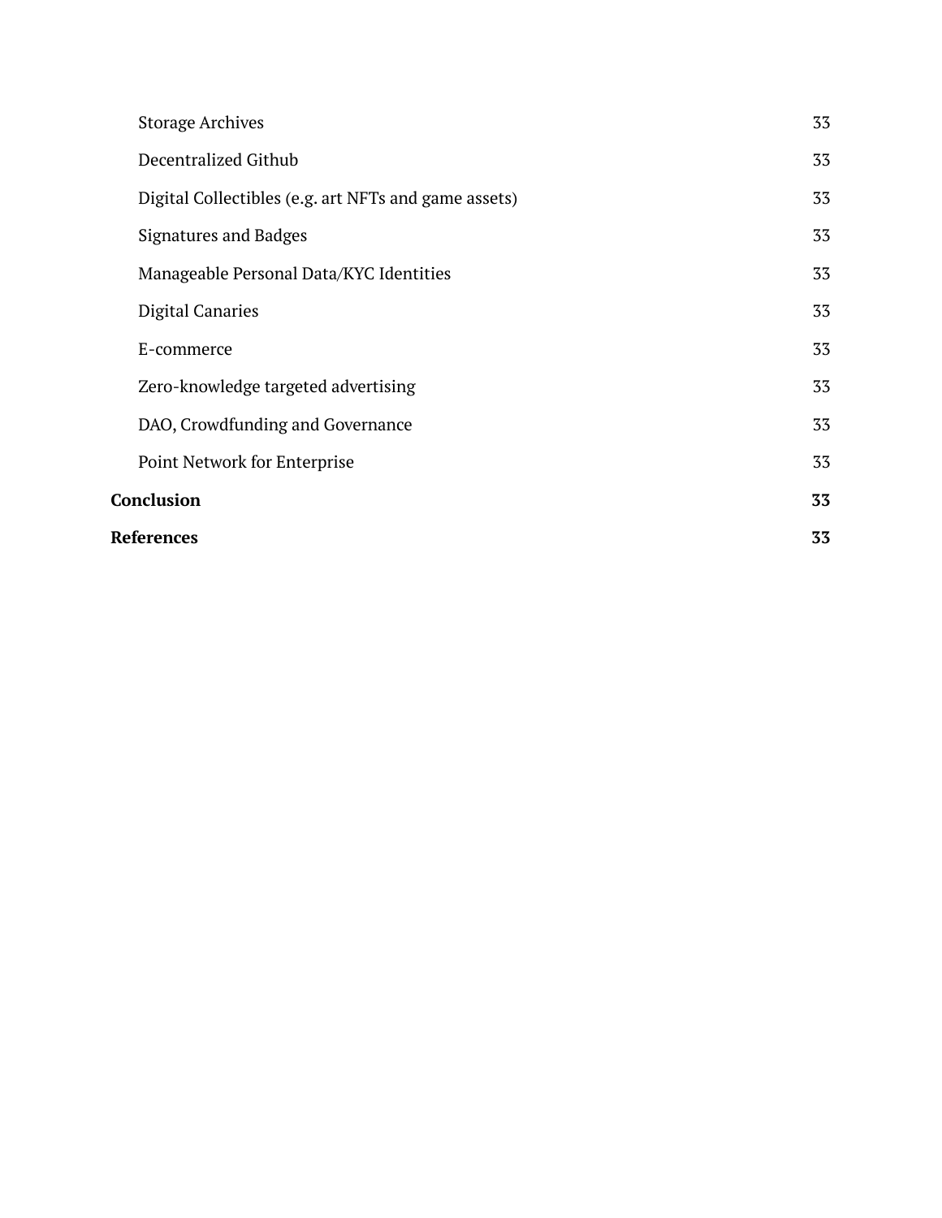Storage Archives 33

Decentralized Github 33

Digital Collectibles (e.g. art NFTs and game assets) 33

Signatures and Badges 33

Manageable Personal Data/KYC Identities 33

Digital Canaries 33

E-commerce 33

Zero-knowledge targeted advertising 33

DAO, Crowdfunding and Governance 33

Point Network for Enterprise 33

**Conclusion 33**

**References 33**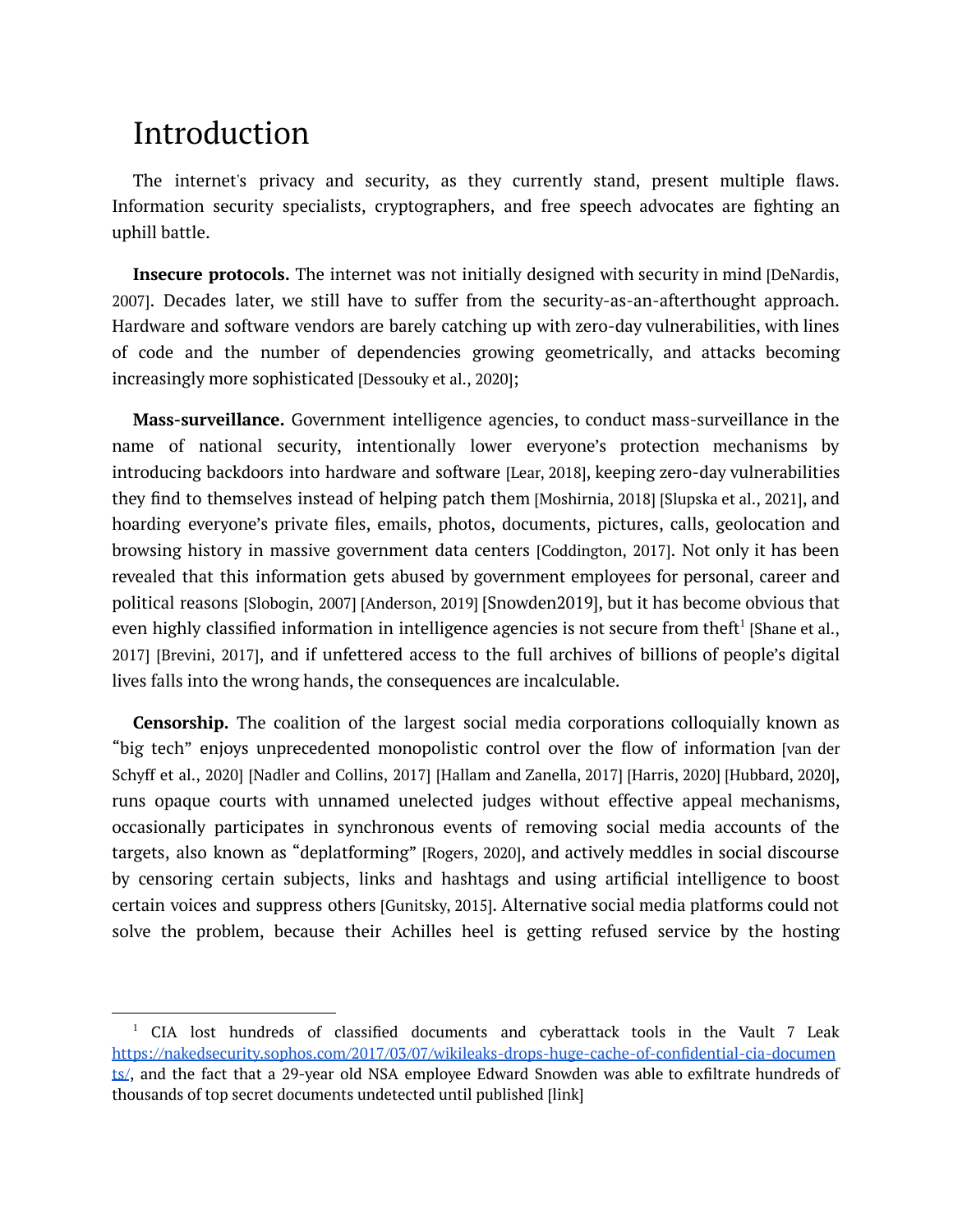# Introduction

The internet's privacy and security, as they currently stand, present multiple flaws. Information security specialists, cryptographers, and free speech advocates are fighting an uphill battle.

**Insecure protocols.** The internet was not initially designed with security in mind [DeNardis, 2007]. Decades later, we still have to suffer from the security-as-an-afterthought approach. Hardware and software vendors are barely catching up with zero-day vulnerabilities, with lines of code and the number of dependencies growing geometrically, and attacks becoming increasingly more sophisticated [Dessouky et al., 2020];

**Mass-surveillance.** Government intelligence agencies, to conduct mass-surveillance in the name of national security, intentionally lower everyone's protection mechanisms by introducing backdoors into hardware and software [Lear, 2018], keeping zero-day vulnerabilities they find to themselves instead of helping patch them [Moshirnia, 2018] [Slupska et al., 2021], and hoarding everyone's private files, emails, photos, documents, pictures, calls, geolocation and browsing history in massive government data centers [Coddington, 2017]. Not only it has been revealed that this information gets abused by government employees for personal, career and political reasons [Slobogin, 2007] [Anderson, 2019] [Snowden2019], but it has become obvious that even highly classified information in intelligence agencies is not secure from theft[1] [Shane et al., 2017] [Brevini, 2017], and if unfettered access to the full archives of billions of people's digital lives falls into the wrong hands, the consequences are incalculable.

**Censorship.** The coalition of the largest social media corporations colloquially known as "big tech" enjoys unprecedented monopolistic control over the flow of information [van der Schyff et al., 2020] [Nadler and Collins, 2017] [Hallam and Zanella, 2017] [Harris, 2020] [Hubbard, 2020], runs opaque courts with unnamed unelected judges without effective appeal mechanisms, occasionally participates in synchronous events of removing social media accounts of the targets, also known as "deplatforming" [Rogers, 2020], and actively meddles in social discourse by censoring certain subjects, links and hashtags and using artificial intelligence to boost certain voices and suppress others [Gunitsky, 2015]. Alternative social media platforms could not solve the problem, because their Achilles heel is getting refused service by the hosting

---

[1] CIA lost hundreds of classified documents and cyberattack tools in the Vault 7 Leak https://nakedsecurity.sophos.com/2017/03/07/wikileaks-drops-huge-cache-of-confidential-cia-documents/, and the fact that a 29-year old NSA employee Edward Snowden was able to exfiltrate hundreds of thousands of top secret documents undetected until published [link]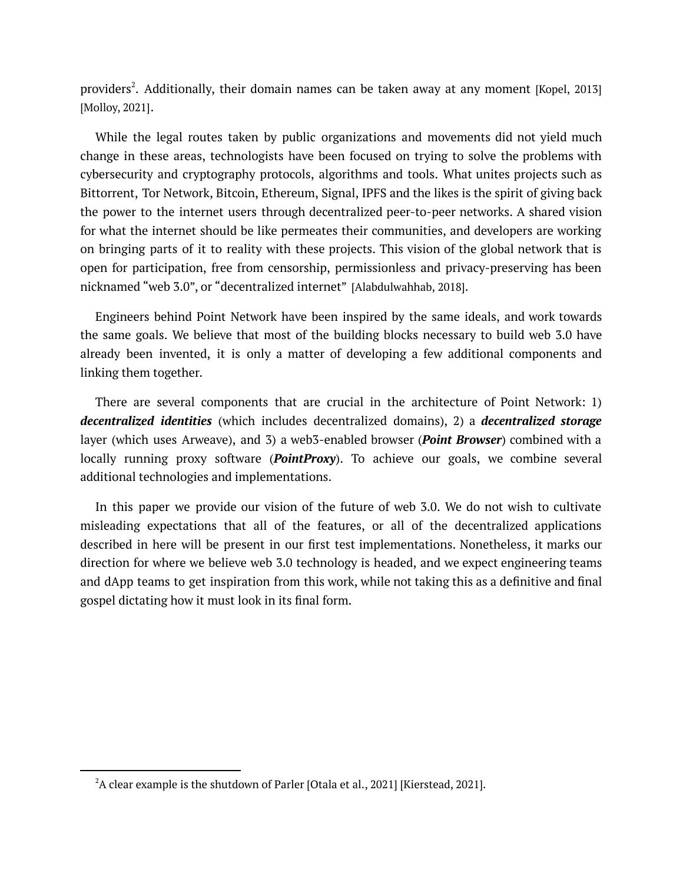providers[2]. Additionally, their domain names can be taken away at any moment [Kopel, 2013] [Molloy, 2021].

While the legal routes taken by public organizations and movements did not yield much change in these areas, technologists have been focused on trying to solve the problems with cybersecurity and cryptography protocols, algorithms and tools. What unites projects such as Bittorrent, Tor Network, Bitcoin, Ethereum, Signal, IPFS and the likes is the spirit of giving back the power to the internet users through decentralized peer-to-peer networks. A shared vision for what the internet should be like permeates their communities, and developers are working on bringing parts of it to reality with these projects. This vision of the global network that is open for participation, free from censorship, permissionless and privacy-preserving has been nicknamed "web 3.0", or "decentralized internet" [Alabdulwahhab, 2018].

Engineers behind Point Network have been inspired by the same ideals, and work towards the same goals. We believe that most of the building blocks necessary to build web 3.0 have already been invented, it is only a matter of developing a few additional components and linking them together.

There are several components that are crucial in the architecture of Point Network: 1) ***decentralized identities*** (which includes decentralized domains), 2) a ***decentralized storage*** layer (which uses Arweave), and 3) a web3-enabled browser (***Point Browser***) combined with a locally running proxy software (***PointProxy***). To achieve our goals, we combine several additional technologies and implementations.

In this paper we provide our vision of the future of web 3.0. We do not wish to cultivate misleading expectations that all of the features, or all of the decentralized applications described in here will be present in our first test implementations. Nonetheless, it marks our direction for where we believe web 3.0 technology is headed, and we expect engineering teams and dApp teams to get inspiration from this work, while not taking this as a definitive and final gospel dictating how it must look in its final form.

[2] A clear example is the shutdown of Parler [Otala et al., 2021] [Kierstead, 2021].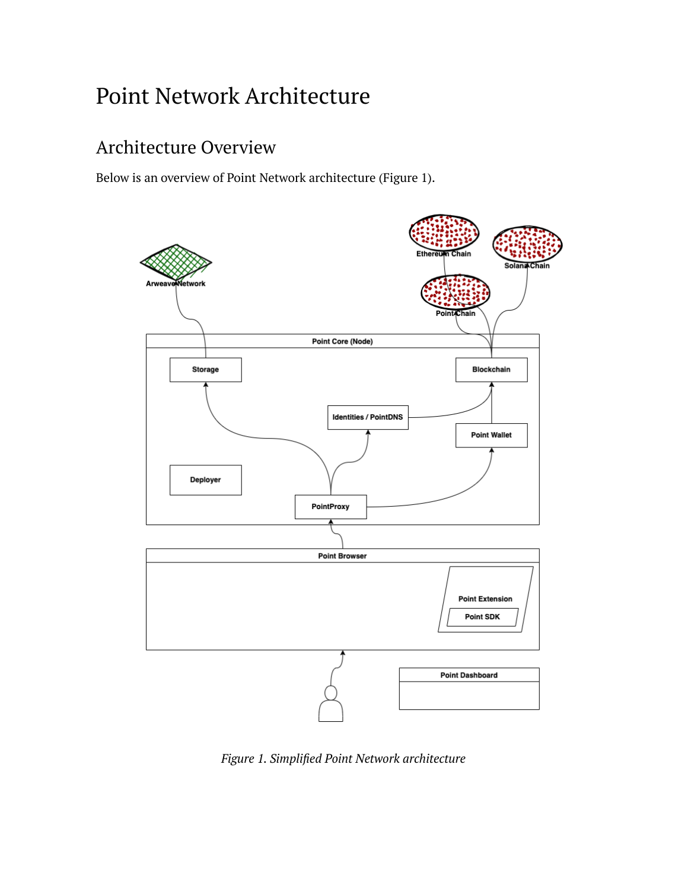# Point Network Architecture

## Architecture Overview

Below is an overview of Point Network architecture (Figure 1).

*Figure 1. Simplified Point Network architecture*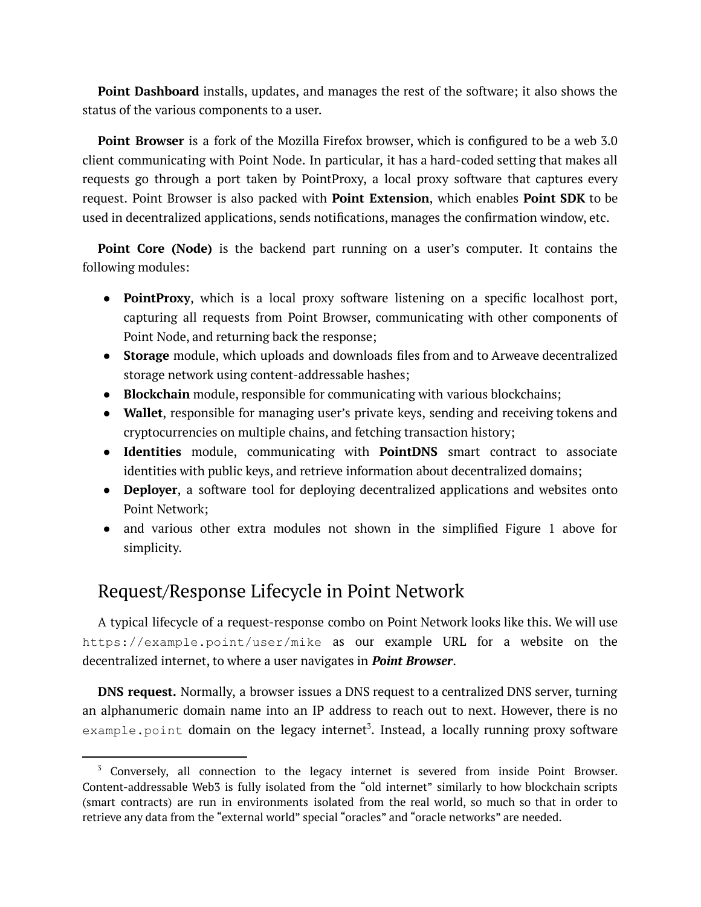**Point Dashboard** installs, updates, and manages the rest of the software; it also shows the status of the various components to a user.

**Point Browser** is a fork of the Mozilla Firefox browser, which is configured to be a web 3.0 client communicating with Point Node. In particular, it has a hard-coded setting that makes all requests go through a port taken by PointProxy, a local proxy software that captures every request. Point Browser is also packed with **Point Extension**, which enables **Point SDK** to be used in decentralized applications, sends notifications, manages the confirmation window, etc.

**Point Core (Node)** is the backend part running on a user's computer. It contains the following modules:

- **PointProxy**, which is a local proxy software listening on a specific localhost port, capturing all requests from Point Browser, communicating with other components of Point Node, and returning back the response;
- **Storage** module, which uploads and downloads files from and to Arweave decentralized storage network using content-addressable hashes;
- **Blockchain** module, responsible for communicating with various blockchains;
- **Wallet**, responsible for managing user's private keys, sending and receiving tokens and cryptocurrencies on multiple chains, and fetching transaction history;
- **Identities** module, communicating with **PointDNS** smart contract to associate identities with public keys, and retrieve information about decentralized domains;
- **Deployer**, a software tool for deploying decentralized applications and websites onto Point Network;
- and various other extra modules not shown in the simplified Figure 1 above for simplicity.

## Request/Response Lifecycle in Point Network

A typical lifecycle of a request-response combo on Point Network looks like this. We will use `https://example.point/user/mike` as our example URL for a website on the decentralized internet, to where a user navigates in ***Point Browser***.

**DNS request.** Normally, a browser issues a DNS request to a centralized DNS server, turning an alphanumeric domain name into an IP address to reach out to next. However, there is no `example.point` domain on the legacy internet[3]. Instead, a locally running proxy software

[3] Conversely, all connection to the legacy internet is severed from inside Point Browser. Content-addressable Web3 is fully isolated from the "old internet" similarly to how blockchain scripts (smart contracts) are run in environments isolated from the real world, so much so that in order to retrieve any data from the "external world" special "oracles" and "oracle networks" are needed.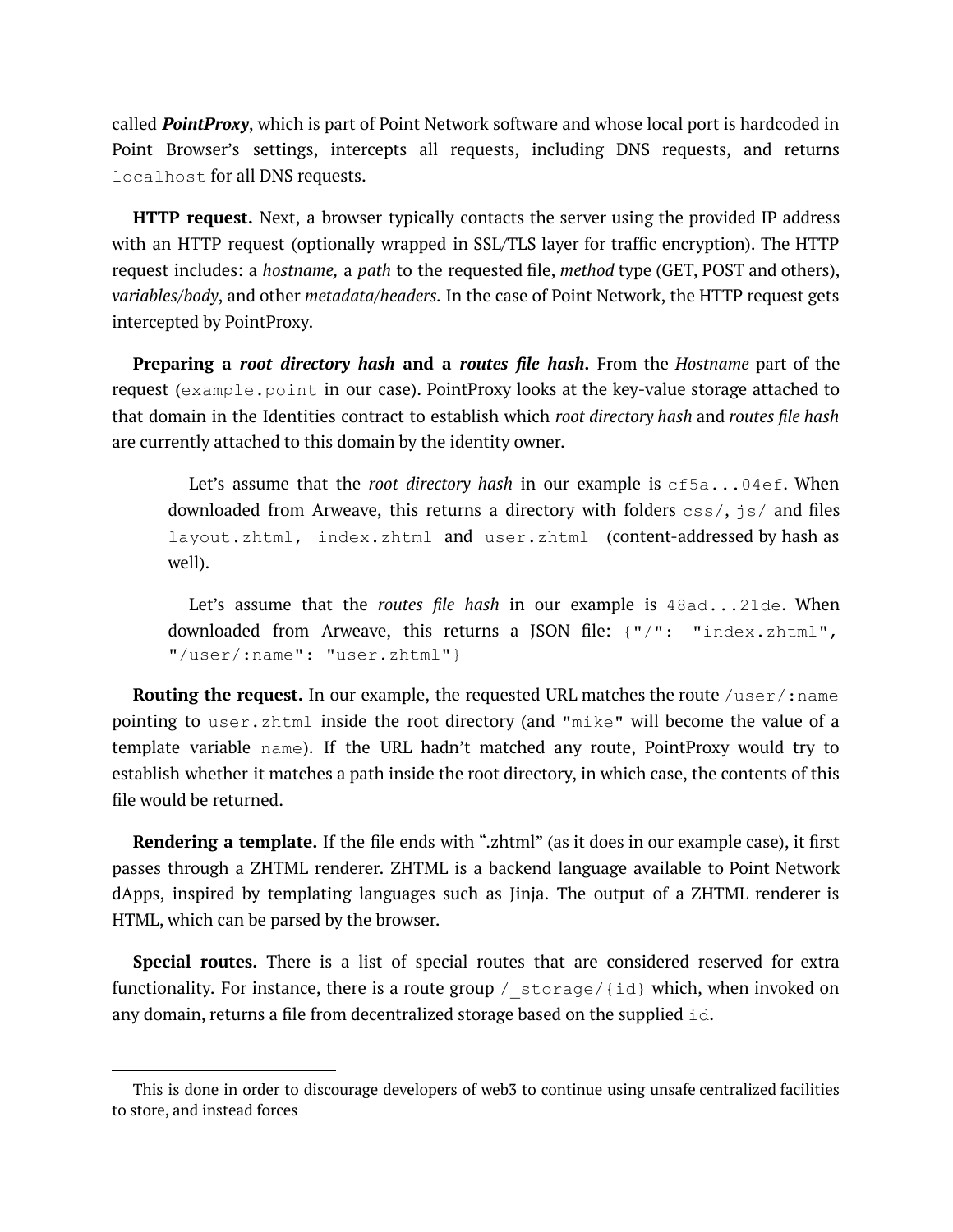called ***PointProxy***, which is part of Point Network software and whose local port is hardcoded in Point Browser's settings, intercepts all requests, including DNS requests, and returns `localhost` for all DNS requests.

**HTTP request.** Next, a browser typically contacts the server using the provided IP address with an HTTP request (optionally wrapped in SSL/TLS layer for traffic encryption). The HTTP request includes: a *hostname,* a *path* to the requested file, *method* type (GET, POST and others), *variables/body*, and other *metadata/headers.* In the case of Point Network, the HTTP request gets intercepted by PointProxy.

**Preparing a *root directory hash* and a *routes file hash*.** From the *Hostname* part of the request (`example.point` in our case). PointProxy looks at the key-value storage attached to that domain in the Identities contract to establish which *root directory hash* and *routes file hash* are currently attached to this domain by the identity owner.

> Let's assume that the *root directory hash* in our example is `cf5a...04ef`. When downloaded from Arweave, this returns a directory with folders `css/`, `js/` and files `layout.zhtml`, `index.zhtml` and `user.zhtml` (content-addressed by hash as well).
>
> Let's assume that the *routes file hash* in our example is `48ad...21de`. When downloaded from Arweave, this returns a JSON file: `{"/": "index.zhtml", "/user/:name": "user.zhtml"}`

**Routing the request.** In our example, the requested URL matches the route `/user/:name` pointing to `user.zhtml` inside the root directory (and `"mike"` will become the value of a template variable `name`). If the URL hadn't matched any route, PointProxy would try to establish whether it matches a path inside the root directory, in which case, the contents of this file would be returned.

**Rendering a template.** If the file ends with ".zhtml" (as it does in our example case), it first passes through a ZHTML renderer. ZHTML is a backend language available to Point Network dApps, inspired by templating languages such as Jinja. The output of a ZHTML renderer is HTML, which can be parsed by the browser.

**Special routes.** There is a list of special routes that are considered reserved for extra functionality. For instance, there is a route group `/_storage/{id}` which, when invoked on any domain, returns a file from decentralized storage based on the supplied `id`.

---

This is done in order to discourage developers of web3 to continue using unsafe centralized facilities to store, and instead forces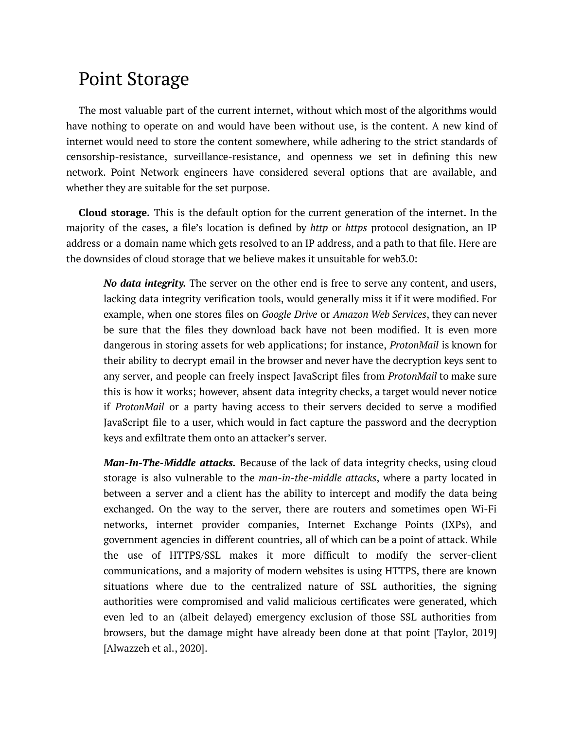# Point Storage

The most valuable part of the current internet, without which most of the algorithms would have nothing to operate on and would have been without use, is the content. A new kind of internet would need to store the content somewhere, while adhering to the strict standards of censorship-resistance, surveillance-resistance, and openness we set in defining this new network. Point Network engineers have considered several options that are available, and whether they are suitable for the set purpose.

**Cloud storage.** This is the default option for the current generation of the internet. In the majority of the cases, a file's location is defined by *http* or *https* protocol designation, an IP address or a domain name which gets resolved to an IP address, and a path to that file. Here are the downsides of cloud storage that we believe makes it unsuitable for web3.0:

> ***No data integrity.*** The server on the other end is free to serve any content, and users, lacking data integrity verification tools, would generally miss it if it were modified. For example, when one stores files on *Google Drive* or *Amazon Web Services*, they can never be sure that the files they download back have not been modified. It is even more dangerous in storing assets for web applications; for instance, *ProtonMail* is known for their ability to decrypt email in the browser and never have the decryption keys sent to any server, and people can freely inspect JavaScript files from *ProtonMail* to make sure this is how it works; however, absent data integrity checks, a target would never notice if *ProtonMail* or a party having access to their servers decided to serve a modified JavaScript file to a user, which would in fact capture the password and the decryption keys and exfiltrate them onto an attacker's server.
>
> ***Man-In-The-Middle attacks.*** Because of the lack of data integrity checks, using cloud storage is also vulnerable to the *man-in-the-middle attacks*, where a party located in between a server and a client has the ability to intercept and modify the data being exchanged. On the way to the server, there are routers and sometimes open Wi-Fi networks, internet provider companies, Internet Exchange Points (IXPs), and government agencies in different countries, all of which can be a point of attack. While the use of HTTPS/SSL makes it more difficult to modify the server-client communications, and a majority of modern websites is using HTTPS, there are known situations where due to the centralized nature of SSL authorities, the signing authorities were compromised and valid malicious certificates were generated, which even led to an (albeit delayed) emergency exclusion of those SSL authorities from browsers, but the damage might have already been done at that point [Taylor, 2019] [Alwazzeh et al., 2020].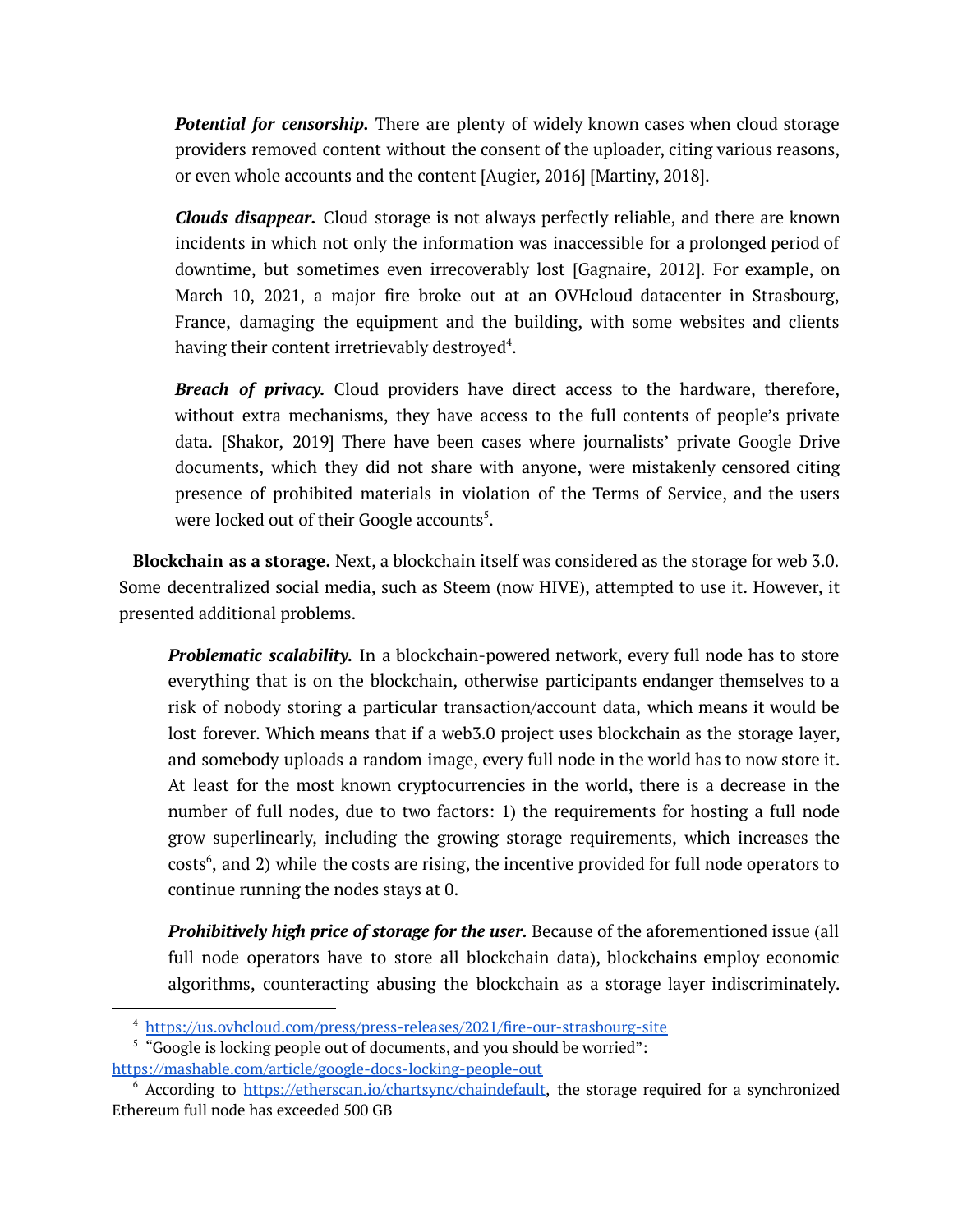***Potential for censorship.*** There are plenty of widely known cases when cloud storage providers removed content without the consent of the uploader, citing various reasons, or even whole accounts and the content [Augier, 2016] [Martiny, 2018].

***Clouds disappear.*** Cloud storage is not always perfectly reliable, and there are known incidents in which not only the information was inaccessible for a prolonged period of downtime, but sometimes even irrecoverably lost [Gagnaire, 2012]. For example, on March 10, 2021, a major fire broke out at an OVHcloud datacenter in Strasbourg, France, damaging the equipment and the building, with some websites and clients having their content irretrievably destroyed[4].

***Breach of privacy.*** Cloud providers have direct access to the hardware, therefore, without extra mechanisms, they have access to the full contents of people's private data. [Shakor, 2019] There have been cases where journalists' private Google Drive documents, which they did not share with anyone, were mistakenly censored citing presence of prohibited materials in violation of the Terms of Service, and the users were locked out of their Google accounts[5].

**Blockchain as a storage.** Next, a blockchain itself was considered as the storage for web 3.0. Some decentralized social media, such as Steem (now HIVE), attempted to use it. However, it presented additional problems.

***Problematic scalability.*** In a blockchain-powered network, every full node has to store everything that is on the blockchain, otherwise participants endanger themselves to a risk of nobody storing a particular transaction/account data, which means it would be lost forever. Which means that if a web3.0 project uses blockchain as the storage layer, and somebody uploads a random image, every full node in the world has to now store it. At least for the most known cryptocurrencies in the world, there is a decrease in the number of full nodes, due to two factors: 1) the requirements for hosting a full node grow superlinearly, including the growing storage requirements, which increases the costs[6], and 2) while the costs are rising, the incentive provided for full node operators to continue running the nodes stays at 0.

***Prohibitively high price of storage for the user.*** Because of the aforementioned issue (all full node operators have to store all blockchain data), blockchains employ economic algorithms, counteracting abusing the blockchain as a storage layer indiscriminately.

---

[4] https://us.ovhcloud.com/press/press-releases/2021/fire-our-strasbourg-site

[5] "Google is locking people out of documents, and you should be worried": https://mashable.com/article/google-docs-locking-people-out

[6] According to https://etherscan.io/chartsync/chaindefault, the storage required for a synchronized Ethereum full node has exceeded 500 GB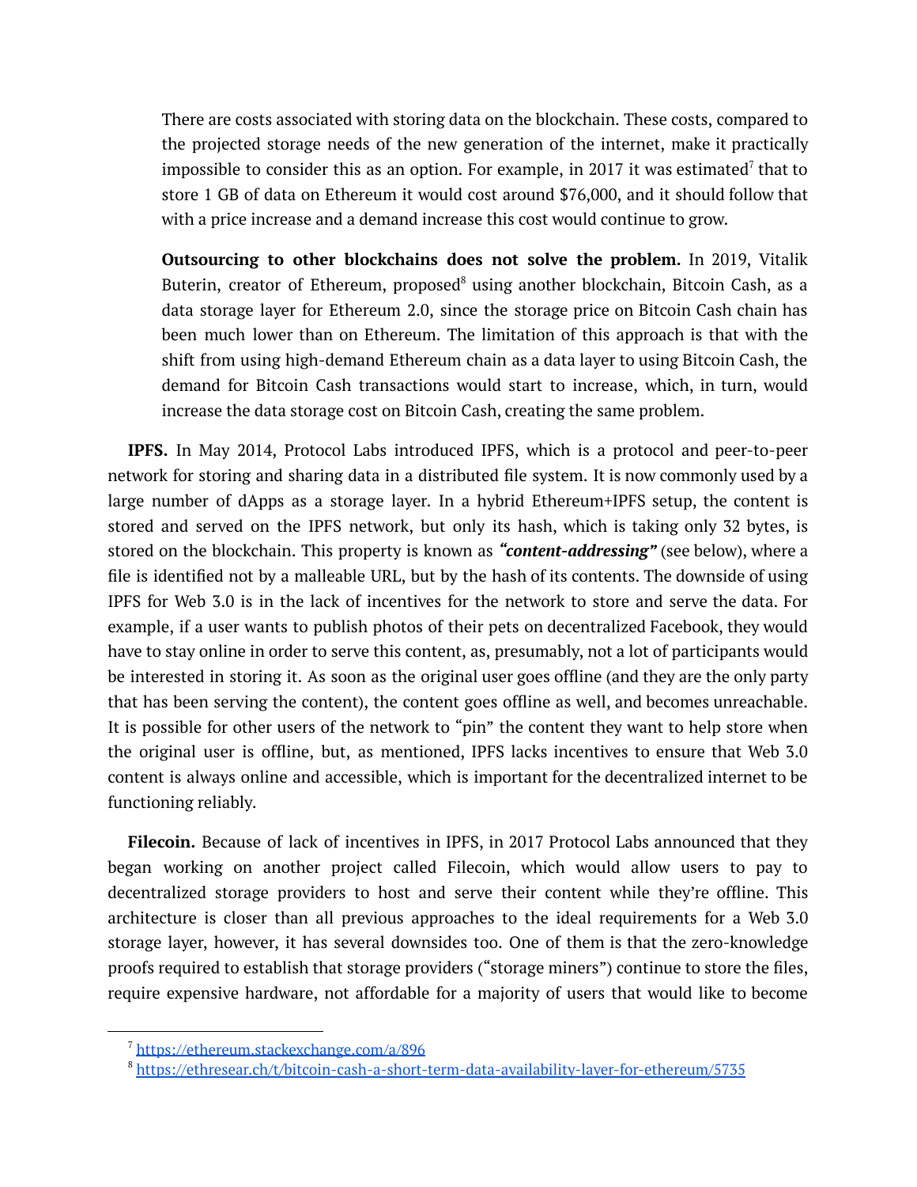There are costs associated with storing data on the blockchain. These costs, compared to the projected storage needs of the new generation of the internet, make it practically impossible to consider this as an option. For example, in 2017 it was estimated[7] that to store 1 GB of data on Ethereum it would cost around $76,000, and it should follow that with a price increase and a demand increase this cost would continue to grow.

**Outsourcing to other blockchains does not solve the problem.** In 2019, Vitalik Buterin, creator of Ethereum, proposed[8] using another blockchain, Bitcoin Cash, as a data storage layer for Ethereum 2.0, since the storage price on Bitcoin Cash chain has been much lower than on Ethereum. The limitation of this approach is that with the shift from using high-demand Ethereum chain as a data layer to using Bitcoin Cash, the demand for Bitcoin Cash transactions would start to increase, which, in turn, would increase the data storage cost on Bitcoin Cash, creating the same problem.

**IPFS.** In May 2014, Protocol Labs introduced IPFS, which is a protocol and peer-to-peer network for storing and sharing data in a distributed file system. It is now commonly used by a large number of dApps as a storage layer. In a hybrid Ethereum+IPFS setup, the content is stored and served on the IPFS network, but only its hash, which is taking only 32 bytes, is stored on the blockchain. This property is known as ***"content-addressing"*** (see below), where a file is identified not by a malleable URL, but by the hash of its contents. The downside of using IPFS for Web 3.0 is in the lack of incentives for the network to store and serve the data. For example, if a user wants to publish photos of their pets on decentralized Facebook, they would have to stay online in order to serve this content, as, presumably, not a lot of participants would be interested in storing it. As soon as the original user goes offline (and they are the only party that has been serving the content), the content goes offline as well, and becomes unreachable. It is possible for other users of the network to "pin" the content they want to help store when the original user is offline, but, as mentioned, IPFS lacks incentives to ensure that Web 3.0 content is always online and accessible, which is important for the decentralized internet to be functioning reliably.

**Filecoin.** Because of lack of incentives in IPFS, in 2017 Protocol Labs announced that they began working on another project called Filecoin, which would allow users to pay to decentralized storage providers to host and serve their content while they're offline. This architecture is closer than all previous approaches to the ideal requirements for a Web 3.0 storage layer, however, it has several downsides too. One of them is that the zero-knowledge proofs required to establish that storage providers ("storage miners") continue to store the files, require expensive hardware, not affordable for a majority of users that would like to become

---

[7] https://ethereum.stackexchange.com/a/896

[8] https://ethresear.ch/t/bitcoin-cash-a-short-term-data-availability-layer-for-ethereum/5735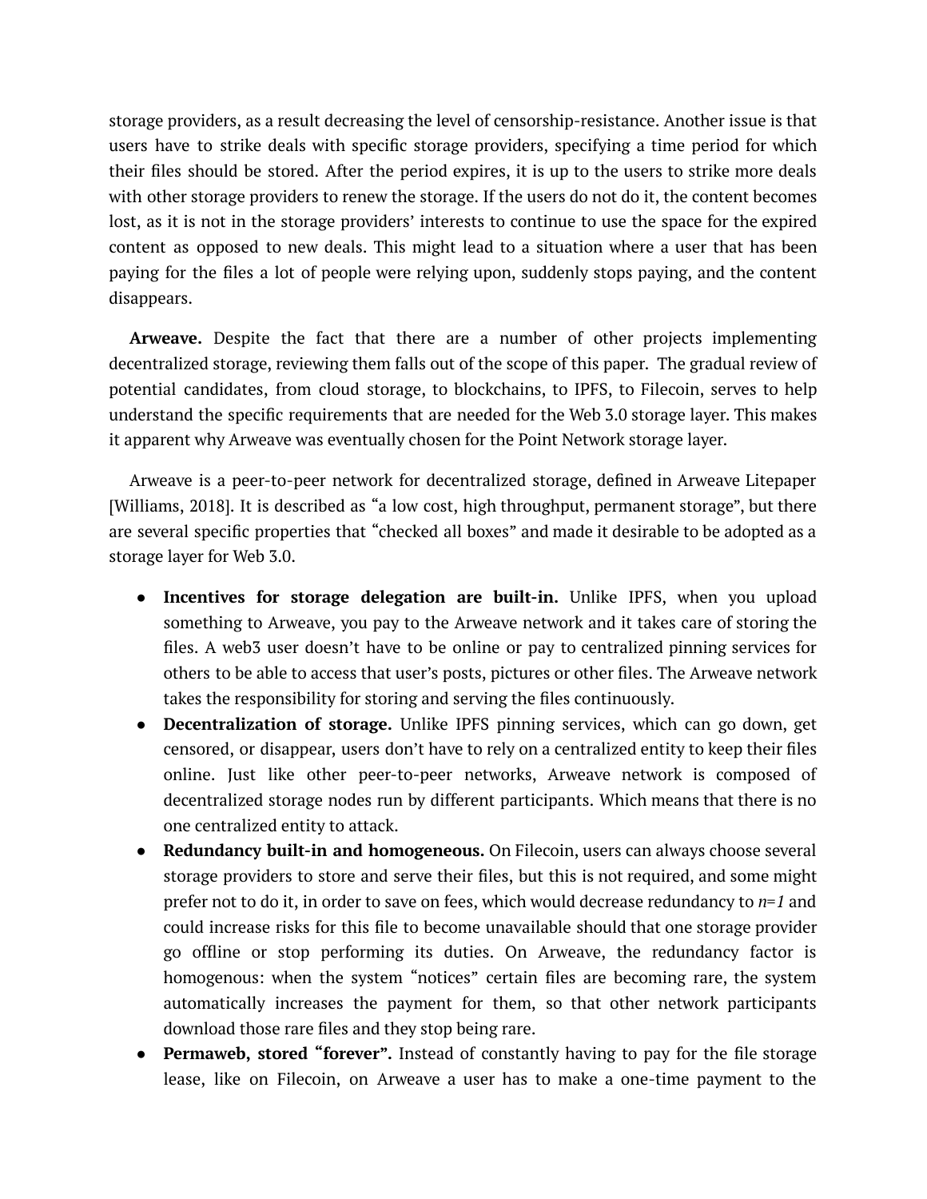storage providers, as a result decreasing the level of censorship-resistance. Another issue is that users have to strike deals with specific storage providers, specifying a time period for which their files should be stored. After the period expires, it is up to the users to strike more deals with other storage providers to renew the storage. If the users do not do it, the content becomes lost, as it is not in the storage providers' interests to continue to use the space for the expired content as opposed to new deals. This might lead to a situation where a user that has been paying for the files a lot of people were relying upon, suddenly stops paying, and the content disappears.

**Arweave.** Despite the fact that there are a number of other projects implementing decentralized storage, reviewing them falls out of the scope of this paper. The gradual review of potential candidates, from cloud storage, to blockchains, to IPFS, to Filecoin, serves to help understand the specific requirements that are needed for the Web 3.0 storage layer. This makes it apparent why Arweave was eventually chosen for the Point Network storage layer.

Arweave is a peer-to-peer network for decentralized storage, defined in Arweave Litepaper [Williams, 2018]. It is described as "a low cost, high throughput, permanent storage", but there are several specific properties that "checked all boxes" and made it desirable to be adopted as a storage layer for Web 3.0.

- **Incentives for storage delegation are built-in.** Unlike IPFS, when you upload something to Arweave, you pay to the Arweave network and it takes care of storing the files. A web3 user doesn't have to be online or pay to centralized pinning services for others to be able to access that user's posts, pictures or other files. The Arweave network takes the responsibility for storing and serving the files continuously.
- **Decentralization of storage.** Unlike IPFS pinning services, which can go down, get censored, or disappear, users don't have to rely on a centralized entity to keep their files online. Just like other peer-to-peer networks, Arweave network is composed of decentralized storage nodes run by different participants. Which means that there is no one centralized entity to attack.
- **Redundancy built-in and homogeneous.** On Filecoin, users can always choose several storage providers to store and serve their files, but this is not required, and some might prefer not to do it, in order to save on fees, which would decrease redundancy to $n=1$ and could increase risks for this file to become unavailable should that one storage provider go offline or stop performing its duties. On Arweave, the redundancy factor is homogenous: when the system "notices" certain files are becoming rare, the system automatically increases the payment for them, so that other network participants download those rare files and they stop being rare.
- **Permaweb, stored "forever".** Instead of constantly having to pay for the file storage lease, like on Filecoin, on Arweave a user has to make a one-time payment to the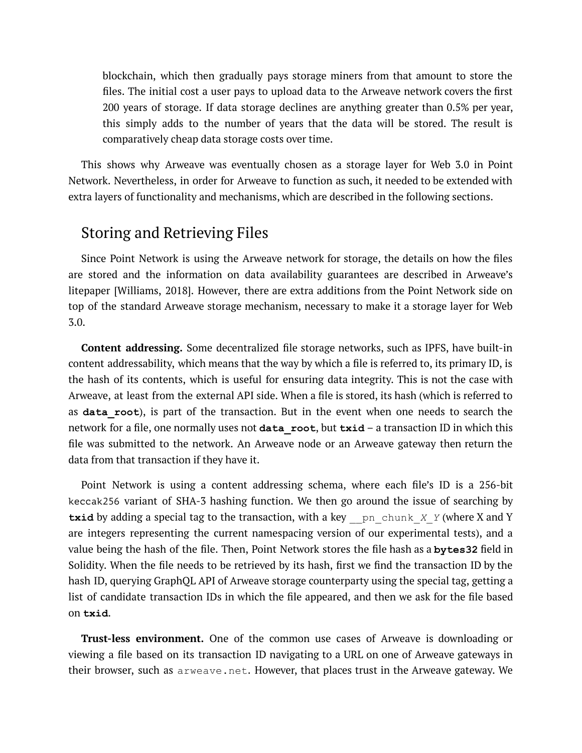blockchain, which then gradually pays storage miners from that amount to store the files. The initial cost a user pays to upload data to the Arweave network covers the first 200 years of storage. If data storage declines are anything greater than 0.5% per year, this simply adds to the number of years that the data will be stored. The result is comparatively cheap data storage costs over time.

This shows why Arweave was eventually chosen as a storage layer for Web 3.0 in Point Network. Nevertheless, in order for Arweave to function as such, it needed to be extended with extra layers of functionality and mechanisms, which are described in the following sections.

## Storing and Retrieving Files

Since Point Network is using the Arweave network for storage, the details on how the files are stored and the information on data availability guarantees are described in Arweave's litepaper [Williams, 2018]. However, there are extra additions from the Point Network side on top of the standard Arweave storage mechanism, necessary to make it a storage layer for Web 3.0.

**Content addressing.** Some decentralized file storage networks, such as IPFS, have built-in content addressability, which means that the way by which a file is referred to, its primary ID, is the hash of its contents, which is useful for ensuring data integrity. This is not the case with Arweave, at least from the external API side. When a file is stored, its hash (which is referred to as **`data_root`**), is part of the transaction. But in the event when one needs to search the network for a file, one normally uses not **`data_root`**, but **`txid`** – a transaction ID in which this file was submitted to the network. An Arweave node or an Arweave gateway then return the data from that transaction if they have it.

Point Network is using a content addressing schema, where each file's ID is a 256-bit `keccak256` variant of SHA-3 hashing function. We then go around the issue of searching by **`txid`** by adding a special tag to the transaction, with a key `__pn_chunk_X_Y` (where X and Y are integers representing the current namespacing version of our experimental tests), and a value being the hash of the file. Then, Point Network stores the file hash as a **`bytes32`** field in Solidity. When the file needs to be retrieved by its hash, first we find the transaction ID by the hash ID, querying GraphQL API of Arweave storage counterparty using the special tag, getting a list of candidate transaction IDs in which the file appeared, and then we ask for the file based on **`txid`**.

**Trust-less environment.** One of the common use cases of Arweave is downloading or viewing a file based on its transaction ID navigating to a URL on one of Arweave gateways in their browser, such as `arweave.net`. However, that places trust in the Arweave gateway. We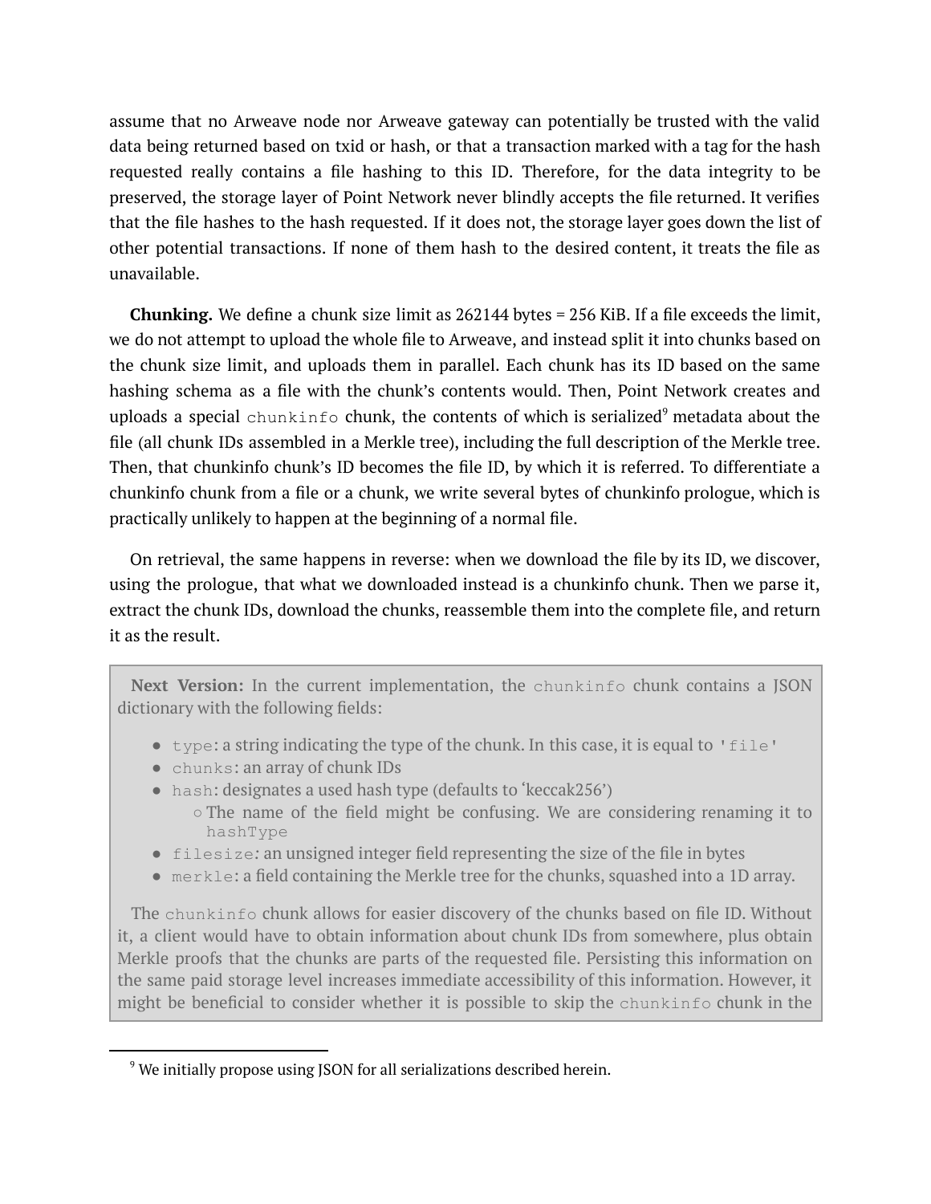assume that no Arweave node nor Arweave gateway can potentially be trusted with the valid data being returned based on txid or hash, or that a transaction marked with a tag for the hash requested really contains a file hashing to this ID. Therefore, for the data integrity to be preserved, the storage layer of Point Network never blindly accepts the file returned. It verifies that the file hashes to the hash requested. If it does not, the storage layer goes down the list of other potential transactions. If none of them hash to the desired content, it treats the file as unavailable.

**Chunking.** We define a chunk size limit as 262144 bytes = 256 KiB. If a file exceeds the limit, we do not attempt to upload the whole file to Arweave, and instead split it into chunks based on the chunk size limit, and uploads them in parallel. Each chunk has its ID based on the same hashing schema as a file with the chunk's contents would. Then, Point Network creates and uploads a special `chunkinfo` chunk, the contents of which is serialized[9] metadata about the file (all chunk IDs assembled in a Merkle tree), including the full description of the Merkle tree. Then, that chunkinfo chunk's ID becomes the file ID, by which it is referred. To differentiate a chunkinfo chunk from a file or a chunk, we write several bytes of chunkinfo prologue, which is practically unlikely to happen at the beginning of a normal file.

On retrieval, the same happens in reverse: when we download the file by its ID, we discover, using the prologue, that what we downloaded instead is a chunkinfo chunk. Then we parse it, extract the chunk IDs, download the chunks, reassemble them into the complete file, and return it as the result.

> **Next Version:** In the current implementation, the `chunkinfo` chunk contains a JSON dictionary with the following fields:
>
> - `type`: a string indicating the type of the chunk. In this case, it is equal to `'file'`
> - `chunks`: an array of chunk IDs
> - `hash`: designates a used hash type (defaults to 'keccak256')
>   - The name of the field might be confusing. We are considering renaming it to `hashType`
> - `filesize`: an unsigned integer field representing the size of the file in bytes
> - `merkle`: a field containing the Merkle tree for the chunks, squashed into a 1D array.
>
> The `chunkinfo` chunk allows for easier discovery of the chunks based on file ID. Without it, a client would have to obtain information about chunk IDs from somewhere, plus obtain Merkle proofs that the chunks are parts of the requested file. Persisting this information on the same paid storage level increases immediate accessibility of this information. However, it might be beneficial to consider whether it is possible to skip the `chunkinfo` chunk in the

[9] We initially propose using JSON for all serializations described herein.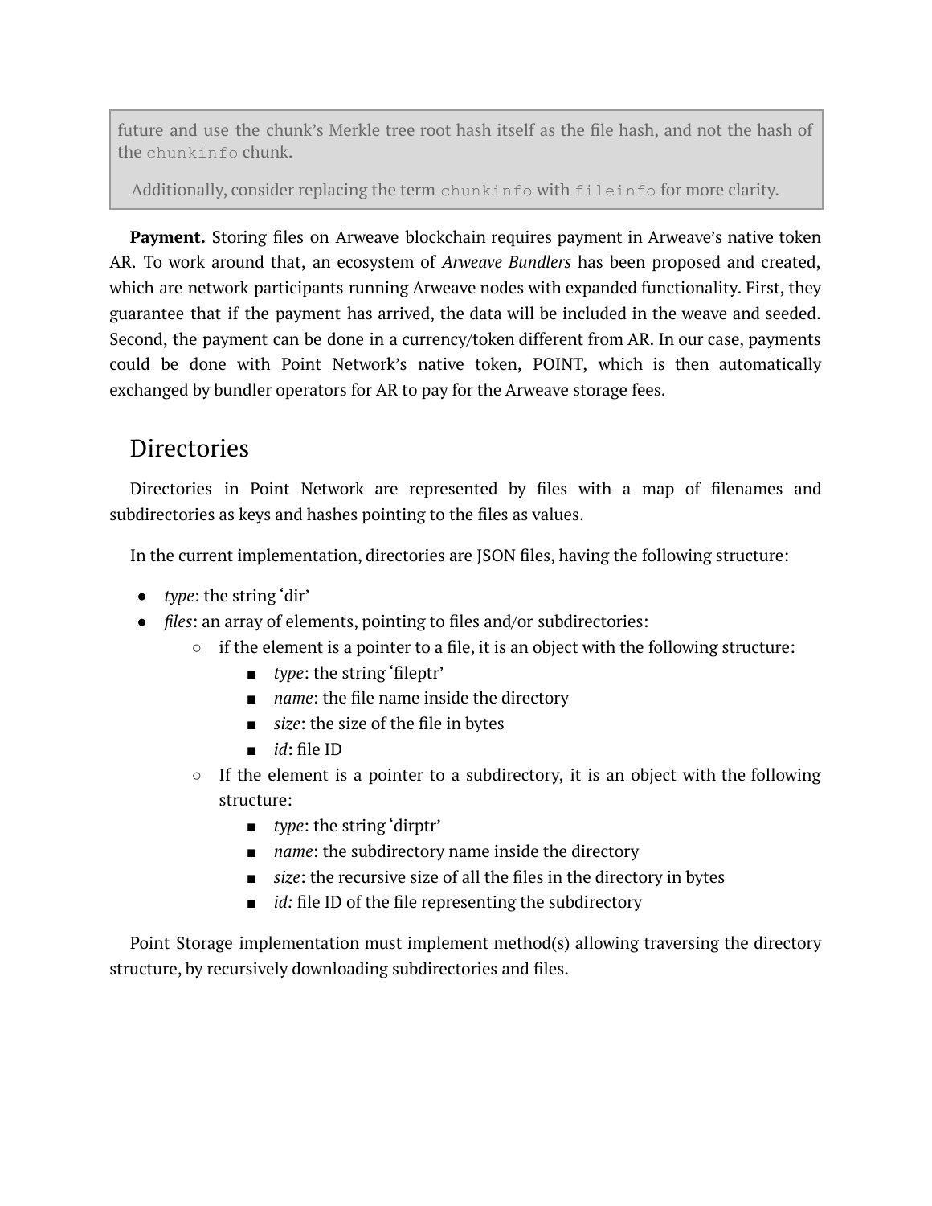> future and use the chunk's Merkle tree root hash itself as the file hash, and not the hash of the `chunkinfo` chunk.
>
> Additionally, consider replacing the term `chunkinfo` with `fileinfo` for more clarity.

**Payment.** Storing files on Arweave blockchain requires payment in Arweave's native token AR. To work around that, an ecosystem of *Arweave Bundlers* has been proposed and created, which are network participants running Arweave nodes with expanded functionality. First, they guarantee that if the payment has arrived, the data will be included in the weave and seeded. Second, the payment can be done in a currency/token different from AR. In our case, payments could be done with Point Network's native token, POINT, which is then automatically exchanged by bundler operators for AR to pay for the Arweave storage fees.

## Directories

Directories in Point Network are represented by files with a map of filenames and subdirectories as keys and hashes pointing to the files as values.

In the current implementation, directories are JSON files, having the following structure:

- *type*: the string 'dir'
- *files*: an array of elements, pointing to files and/or subdirectories:
    - if the element is a pointer to a file, it is an object with the following structure:
        - *type*: the string 'fileptr'
        - *name*: the file name inside the directory
        - *size*: the size of the file in bytes
        - *id*: file ID
    - If the element is a pointer to a subdirectory, it is an object with the following structure:
        - *type*: the string 'dirptr'
        - *name*: the subdirectory name inside the directory
        - *size*: the recursive size of all the files in the directory in bytes
        - *id:* file ID of the file representing the subdirectory

Point Storage implementation must implement method(s) allowing traversing the directory structure, by recursively downloading subdirectories and files.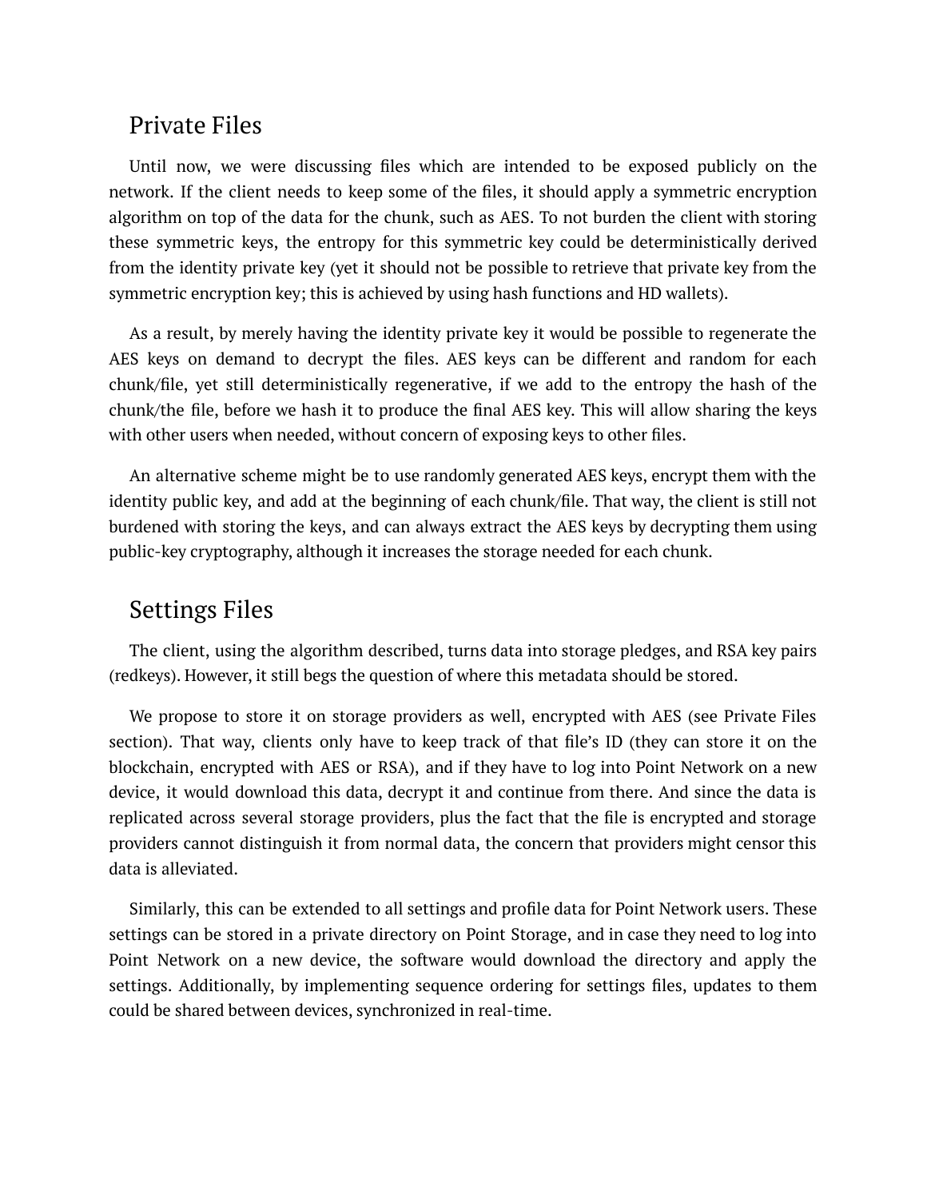## Private Files

Until now, we were discussing files which are intended to be exposed publicly on the network. If the client needs to keep some of the files, it should apply a symmetric encryption algorithm on top of the data for the chunk, such as AES. To not burden the client with storing these symmetric keys, the entropy for this symmetric key could be deterministically derived from the identity private key (yet it should not be possible to retrieve that private key from the symmetric encryption key; this is achieved by using hash functions and HD wallets).

As a result, by merely having the identity private key it would be possible to regenerate the AES keys on demand to decrypt the files. AES keys can be different and random for each chunk/file, yet still deterministically regenerative, if we add to the entropy the hash of the chunk/the file, before we hash it to produce the final AES key. This will allow sharing the keys with other users when needed, without concern of exposing keys to other files.

An alternative scheme might be to use randomly generated AES keys, encrypt them with the identity public key, and add at the beginning of each chunk/file. That way, the client is still not burdened with storing the keys, and can always extract the AES keys by decrypting them using public-key cryptography, although it increases the storage needed for each chunk.

## Settings Files

The client, using the algorithm described, turns data into storage pledges, and RSA key pairs (redkeys). However, it still begs the question of where this metadata should be stored.

We propose to store it on storage providers as well, encrypted with AES (see Private Files section). That way, clients only have to keep track of that file's ID (they can store it on the blockchain, encrypted with AES or RSA), and if they have to log into Point Network on a new device, it would download this data, decrypt it and continue from there. And since the data is replicated across several storage providers, plus the fact that the file is encrypted and storage providers cannot distinguish it from normal data, the concern that providers might censor this data is alleviated.

Similarly, this can be extended to all settings and profile data for Point Network users. These settings can be stored in a private directory on Point Storage, and in case they need to log into Point Network on a new device, the software would download the directory and apply the settings. Additionally, by implementing sequence ordering for settings files, updates to them could be shared between devices, synchronized in real-time.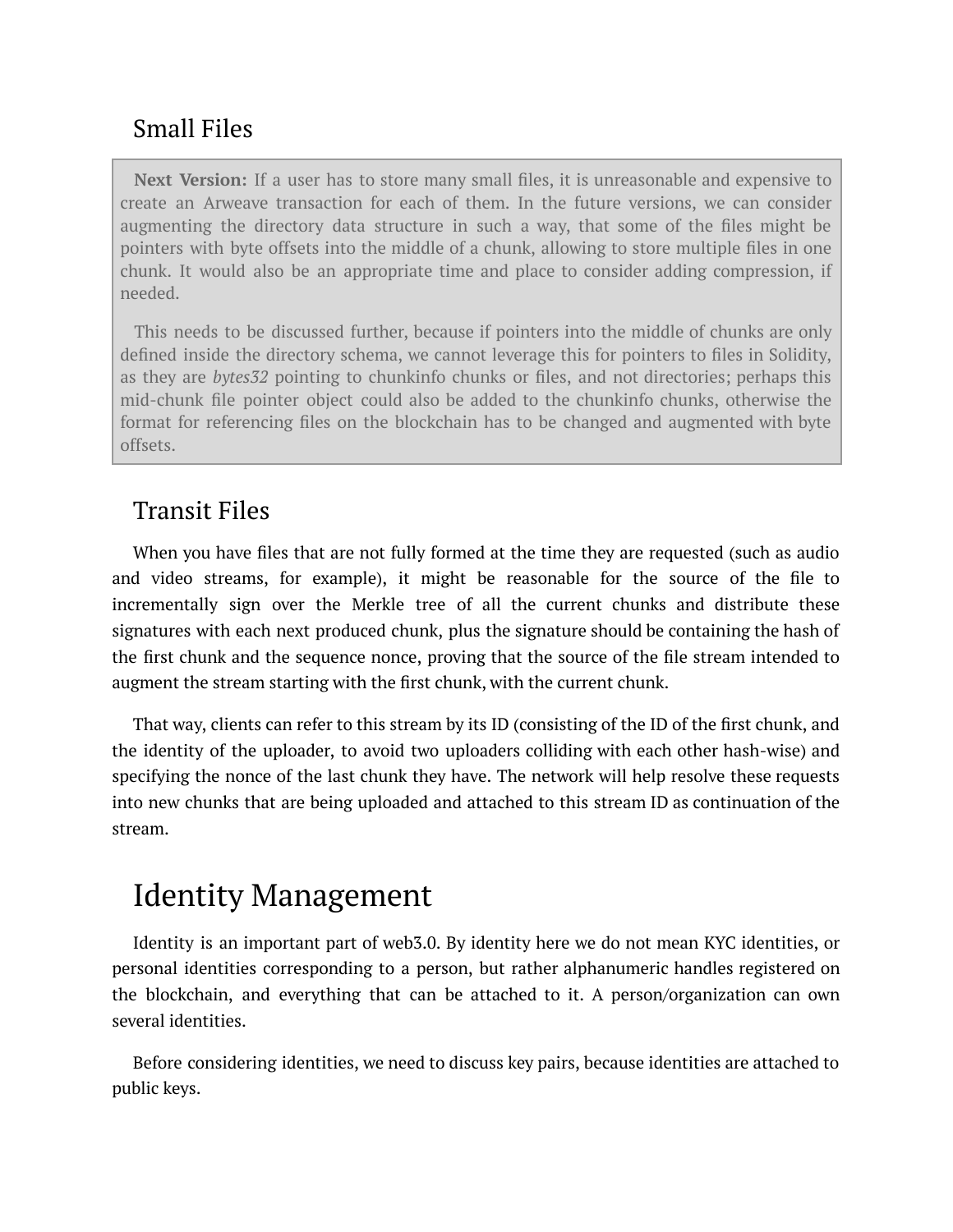## Small Files

> **Next Version:** If a user has to store many small files, it is unreasonable and expensive to create an Arweave transaction for each of them. In the future versions, we can consider augmenting the directory data structure in such a way, that some of the files might be pointers with byte offsets into the middle of a chunk, allowing to store multiple files in one chunk. It would also be an appropriate time and place to consider adding compression, if needed.
>
> This needs to be discussed further, because if pointers into the middle of chunks are only defined inside the directory schema, we cannot leverage this for pointers to files in Solidity, as they are *bytes32* pointing to chunkinfo chunks or files, and not directories; perhaps this mid-chunk file pointer object could also be added to the chunkinfo chunks, otherwise the format for referencing files on the blockchain has to be changed and augmented with byte offsets.

## Transit Files

When you have files that are not fully formed at the time they are requested (such as audio and video streams, for example), it might be reasonable for the source of the file to incrementally sign over the Merkle tree of all the current chunks and distribute these signatures with each next produced chunk, plus the signature should be containing the hash of the first chunk and the sequence nonce, proving that the source of the file stream intended to augment the stream starting with the first chunk, with the current chunk.

That way, clients can refer to this stream by its ID (consisting of the ID of the first chunk, and the identity of the uploader, to avoid two uploaders colliding with each other hash-wise) and specifying the nonce of the last chunk they have. The network will help resolve these requests into new chunks that are being uploaded and attached to this stream ID as continuation of the stream.

# Identity Management

Identity is an important part of web3.0. By identity here we do not mean KYC identities, or personal identities corresponding to a person, but rather alphanumeric handles registered on the blockchain, and everything that can be attached to it. A person/organization can own several identities.

Before considering identities, we need to discuss key pairs, because identities are attached to public keys.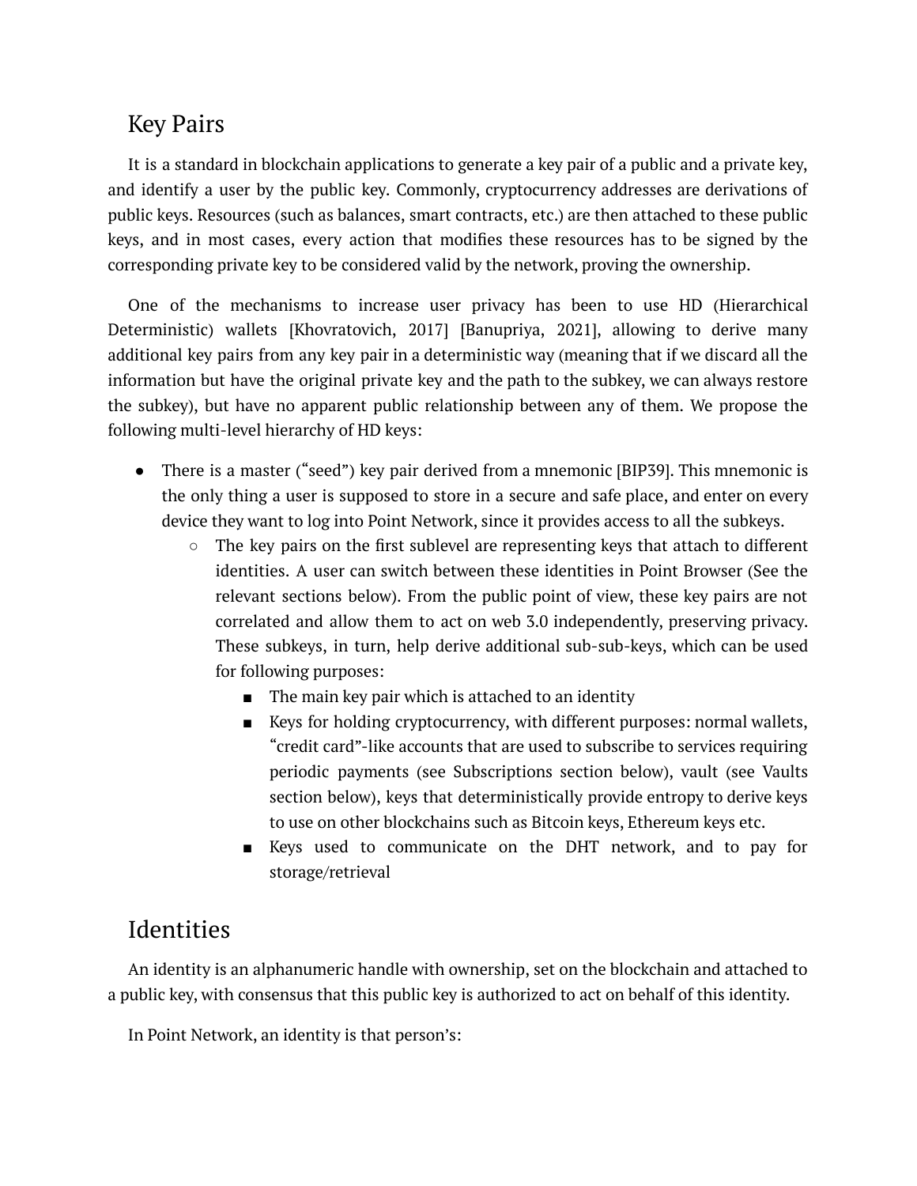## Key Pairs

It is a standard in blockchain applications to generate a key pair of a public and a private key, and identify a user by the public key. Commonly, cryptocurrency addresses are derivations of public keys. Resources (such as balances, smart contracts, etc.) are then attached to these public keys, and in most cases, every action that modifies these resources has to be signed by the corresponding private key to be considered valid by the network, proving the ownership.

One of the mechanisms to increase user privacy has been to use HD (Hierarchical Deterministic) wallets [Khovratovich, 2017] [Banupriya, 2021], allowing to derive many additional key pairs from any key pair in a deterministic way (meaning that if we discard all the information but have the original private key and the path to the subkey, we can always restore the subkey), but have no apparent public relationship between any of them. We propose the following multi-level hierarchy of HD keys:

- There is a master ("seed") key pair derived from a mnemonic [BIP39]. This mnemonic is the only thing a user is supposed to store in a secure and safe place, and enter on every device they want to log into Point Network, since it provides access to all the subkeys.
  - The key pairs on the first sublevel are representing keys that attach to different identities. A user can switch between these identities in Point Browser (See the relevant sections below). From the public point of view, these key pairs are not correlated and allow them to act on web 3.0 independently, preserving privacy. These subkeys, in turn, help derive additional sub-sub-keys, which can be used for following purposes:
    - The main key pair which is attached to an identity
    - Keys for holding cryptocurrency, with different purposes: normal wallets, "credit card"-like accounts that are used to subscribe to services requiring periodic payments (see Subscriptions section below), vault (see Vaults section below), keys that deterministically provide entropy to derive keys to use on other blockchains such as Bitcoin keys, Ethereum keys etc.
    - Keys used to communicate on the DHT network, and to pay for storage/retrieval

## Identities

An identity is an alphanumeric handle with ownership, set on the blockchain and attached to a public key, with consensus that this public key is authorized to act on behalf of this identity.

In Point Network, an identity is that person's: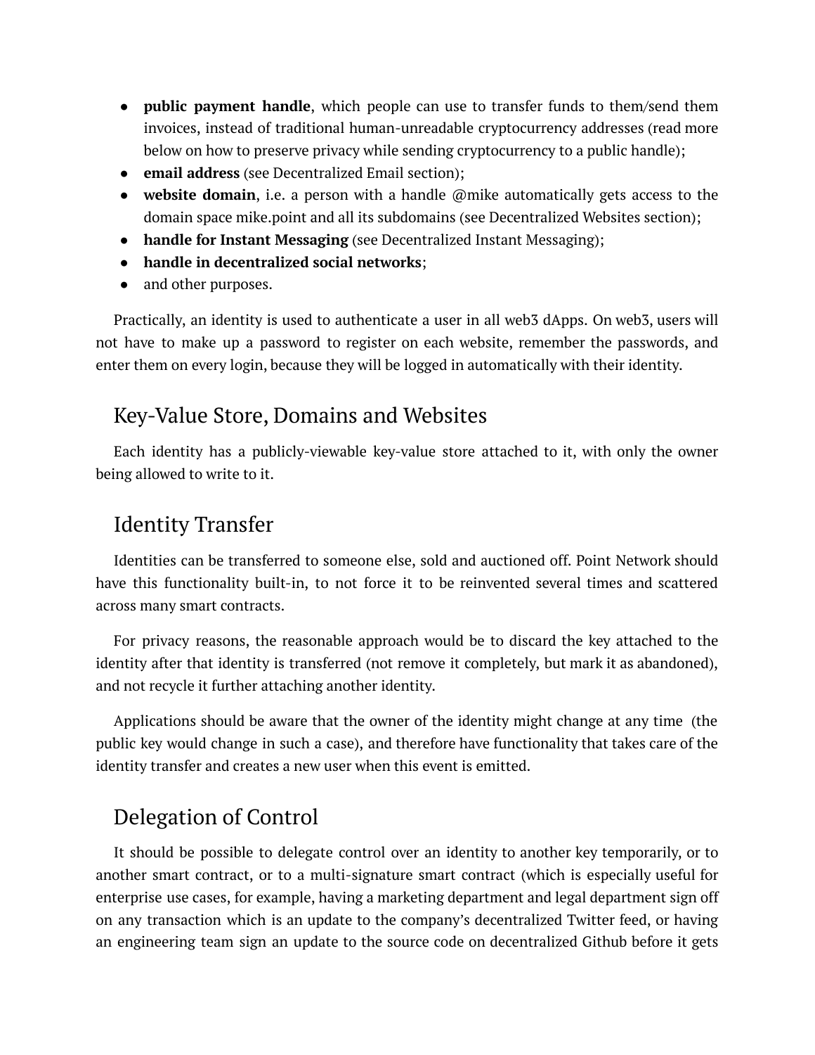- **public payment handle**, which people can use to transfer funds to them/send them invoices, instead of traditional human-unreadable cryptocurrency addresses (read more below on how to preserve privacy while sending cryptocurrency to a public handle);
- **email address** (see Decentralized Email section);
- **website domain**, i.e. a person with a handle @mike automatically gets access to the domain space mike.point and all its subdomains (see Decentralized Websites section);
- **handle for Instant Messaging** (see Decentralized Instant Messaging);
- **handle in decentralized social networks**;
- and other purposes.

Practically, an identity is used to authenticate a user in all web3 dApps. On web3, users will not have to make up a password to register on each website, remember the passwords, and enter them on every login, because they will be logged in automatically with their identity.

## Key-Value Store, Domains and Websites

Each identity has a publicly-viewable key-value store attached to it, with only the owner being allowed to write to it.

## Identity Transfer

Identities can be transferred to someone else, sold and auctioned off. Point Network should have this functionality built-in, to not force it to be reinvented several times and scattered across many smart contracts.

For privacy reasons, the reasonable approach would be to discard the key attached to the identity after that identity is transferred (not remove it completely, but mark it as abandoned), and not recycle it further attaching another identity.

Applications should be aware that the owner of the identity might change at any time (the public key would change in such a case), and therefore have functionality that takes care of the identity transfer and creates a new user when this event is emitted.

## Delegation of Control

It should be possible to delegate control over an identity to another key temporarily, or to another smart contract, or to a multi-signature smart contract (which is especially useful for enterprise use cases, for example, having a marketing department and legal department sign off on any transaction which is an update to the company's decentralized Twitter feed, or having an engineering team sign an update to the source code on decentralized Github before it gets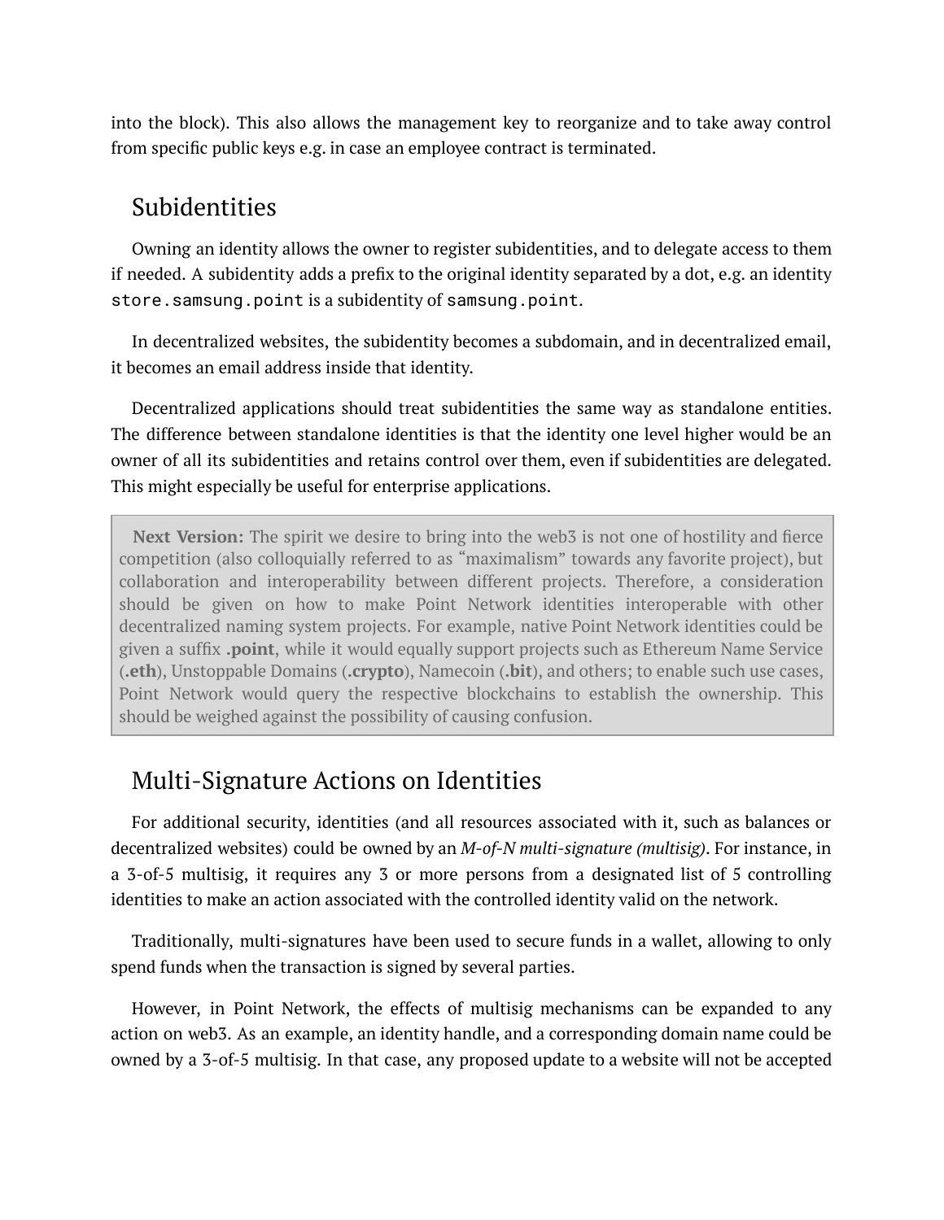into the block). This also allows the management key to reorganize and to take away control from specific public keys e.g. in case an employee contract is terminated.

## Subidentities

Owning an identity allows the owner to register subidentities, and to delegate access to them if needed. A subidentity adds a prefix to the original identity separated by a dot, e.g. an identity `store.samsung.point` is a subidentity of `samsung.point`.

In decentralized websites, the subidentity becomes a subdomain, and in decentralized email, it becomes an email address inside that identity.

Decentralized applications should treat subidentities the same way as standalone entities. The difference between standalone identities is that the identity one level higher would be an owner of all its subidentities and retains control over them, even if subidentities are delegated. This might especially be useful for enterprise applications.

> **Next Version:** The spirit we desire to bring into the web3 is not one of hostility and fierce competition (also colloquially referred to as "maximalism" towards any favorite project), but collaboration and interoperability between different projects. Therefore, a consideration should be given on how to make Point Network identities interoperable with other decentralized naming system projects. For example, native Point Network identities could be given a suffix **.point**, while it would equally support projects such as Ethereum Name Service (**.eth**), Unstoppable Domains (**.crypto**), Namecoin (**.bit**), and others; to enable such use cases, Point Network would query the respective blockchains to establish the ownership. This should be weighed against the possibility of causing confusion.

## Multi-Signature Actions on Identities

For additional security, identities (and all resources associated with it, such as balances or decentralized websites) could be owned by an *M-of-N multi-signature (multisig)*. For instance, in a 3-of-5 multisig, it requires any 3 or more persons from a designated list of 5 controlling identities to make an action associated with the controlled identity valid on the network.

Traditionally, multi-signatures have been used to secure funds in a wallet, allowing to only spend funds when the transaction is signed by several parties.

However, in Point Network, the effects of multisig mechanisms can be expanded to any action on web3. As an example, an identity handle, and a corresponding domain name could be owned by a 3-of-5 multisig. In that case, any proposed update to a website will not be accepted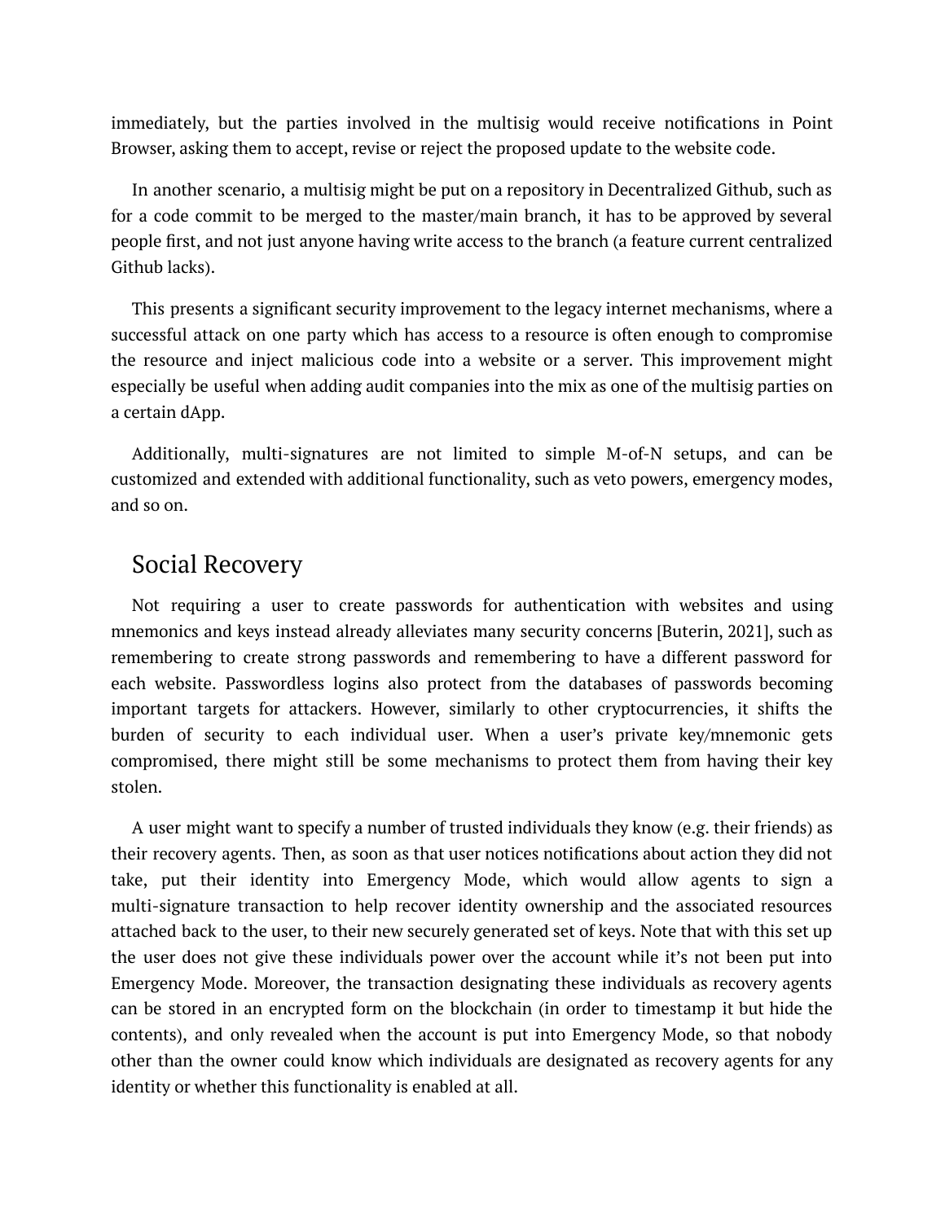immediately, but the parties involved in the multisig would receive notifications in Point Browser, asking them to accept, revise or reject the proposed update to the website code.

In another scenario, a multisig might be put on a repository in Decentralized Github, such as for a code commit to be merged to the master/main branch, it has to be approved by several people first, and not just anyone having write access to the branch (a feature current centralized Github lacks).

This presents a significant security improvement to the legacy internet mechanisms, where a successful attack on one party which has access to a resource is often enough to compromise the resource and inject malicious code into a website or a server. This improvement might especially be useful when adding audit companies into the mix as one of the multisig parties on a certain dApp.

Additionally, multi-signatures are not limited to simple M-of-N setups, and can be customized and extended with additional functionality, such as veto powers, emergency modes, and so on.

## Social Recovery

Not requiring a user to create passwords for authentication with websites and using mnemonics and keys instead already alleviates many security concerns [Buterin, 2021], such as remembering to create strong passwords and remembering to have a different password for each website. Passwordless logins also protect from the databases of passwords becoming important targets for attackers. However, similarly to other cryptocurrencies, it shifts the burden of security to each individual user. When a user's private key/mnemonic gets compromised, there might still be some mechanisms to protect them from having their key stolen.

A user might want to specify a number of trusted individuals they know (e.g. their friends) as their recovery agents. Then, as soon as that user notices notifications about action they did not take, put their identity into Emergency Mode, which would allow agents to sign a multi-signature transaction to help recover identity ownership and the associated resources attached back to the user, to their new securely generated set of keys. Note that with this set up the user does not give these individuals power over the account while it's not been put into Emergency Mode. Moreover, the transaction designating these individuals as recovery agents can be stored in an encrypted form on the blockchain (in order to timestamp it but hide the contents), and only revealed when the account is put into Emergency Mode, so that nobody other than the owner could know which individuals are designated as recovery agents for any identity or whether this functionality is enabled at all.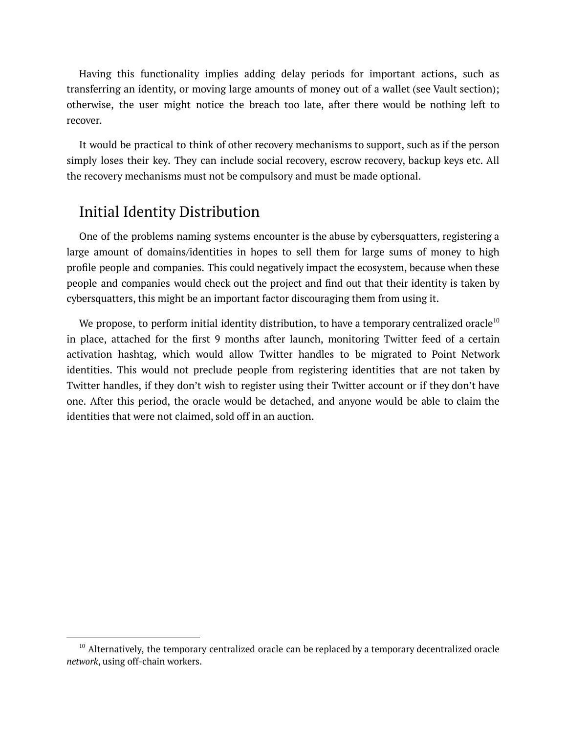Having this functionality implies adding delay periods for important actions, such as transferring an identity, or moving large amounts of money out of a wallet (see Vault section); otherwise, the user might notice the breach too late, after there would be nothing left to recover.

It would be practical to think of other recovery mechanisms to support, such as if the person simply loses their key. They can include social recovery, escrow recovery, backup keys etc. All the recovery mechanisms must not be compulsory and must be made optional.

## Initial Identity Distribution

One of the problems naming systems encounter is the abuse by cybersquatters, registering a large amount of domains/identities in hopes to sell them for large sums of money to high profile people and companies. This could negatively impact the ecosystem, because when these people and companies would check out the project and find out that their identity is taken by cybersquatters, this might be an important factor discouraging them from using it.

We propose, to perform initial identity distribution, to have a temporary centralized oracle[10] in place, attached for the first 9 months after launch, monitoring Twitter feed of a certain activation hashtag, which would allow Twitter handles to be migrated to Point Network identities. This would not preclude people from registering identities that are not taken by Twitter handles, if they don't wish to register using their Twitter account or if they don't have one. After this period, the oracle would be detached, and anyone would be able to claim the identities that were not claimed, sold off in an auction.

---

[10] Alternatively, the temporary centralized oracle can be replaced by a temporary decentralized oracle *network*, using off-chain workers.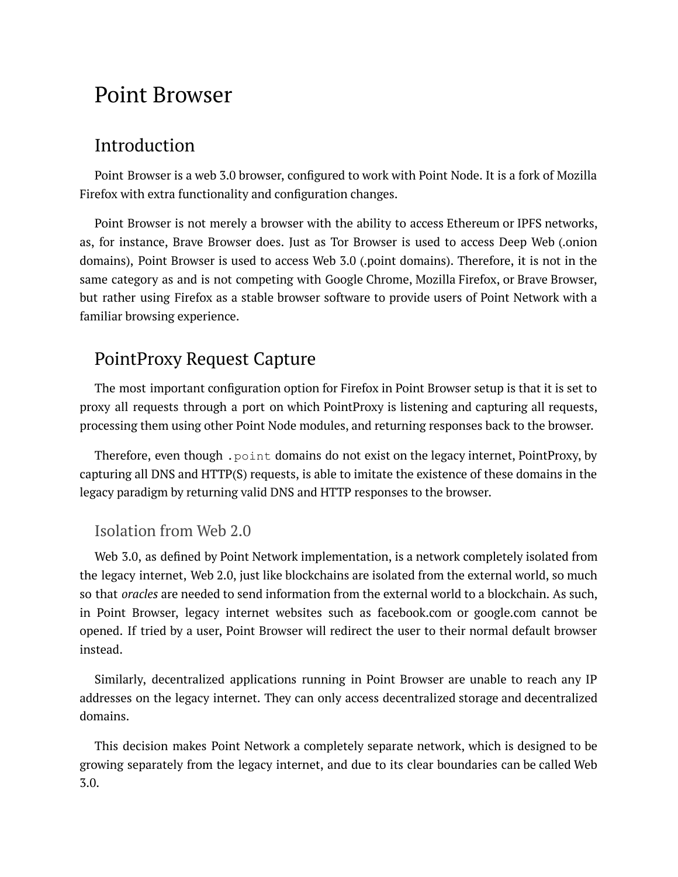# Point Browser

## Introduction

Point Browser is a web 3.0 browser, configured to work with Point Node. It is a fork of Mozilla Firefox with extra functionality and configuration changes.

Point Browser is not merely a browser with the ability to access Ethereum or IPFS networks, as, for instance, Brave Browser does. Just as Tor Browser is used to access Deep Web (.onion domains), Point Browser is used to access Web 3.0 (.point domains). Therefore, it is not in the same category as and is not competing with Google Chrome, Mozilla Firefox, or Brave Browser, but rather using Firefox as a stable browser software to provide users of Point Network with a familiar browsing experience.

## PointProxy Request Capture

The most important configuration option for Firefox in Point Browser setup is that it is set to proxy all requests through a port on which PointProxy is listening and capturing all requests, processing them using other Point Node modules, and returning responses back to the browser.

Therefore, even though `.point` domains do not exist on the legacy internet, PointProxy, by capturing all DNS and HTTP(S) requests, is able to imitate the existence of these domains in the legacy paradigm by returning valid DNS and HTTP responses to the browser.

### Isolation from Web 2.0

Web 3.0, as defined by Point Network implementation, is a network completely isolated from the legacy internet, Web 2.0, just like blockchains are isolated from the external world, so much so that *oracles* are needed to send information from the external world to a blockchain. As such, in Point Browser, legacy internet websites such as facebook.com or google.com cannot be opened. If tried by a user, Point Browser will redirect the user to their normal default browser instead.

Similarly, decentralized applications running in Point Browser are unable to reach any IP addresses on the legacy internet. They can only access decentralized storage and decentralized domains.

This decision makes Point Network a completely separate network, which is designed to be growing separately from the legacy internet, and due to its clear boundaries can be called Web 3.0.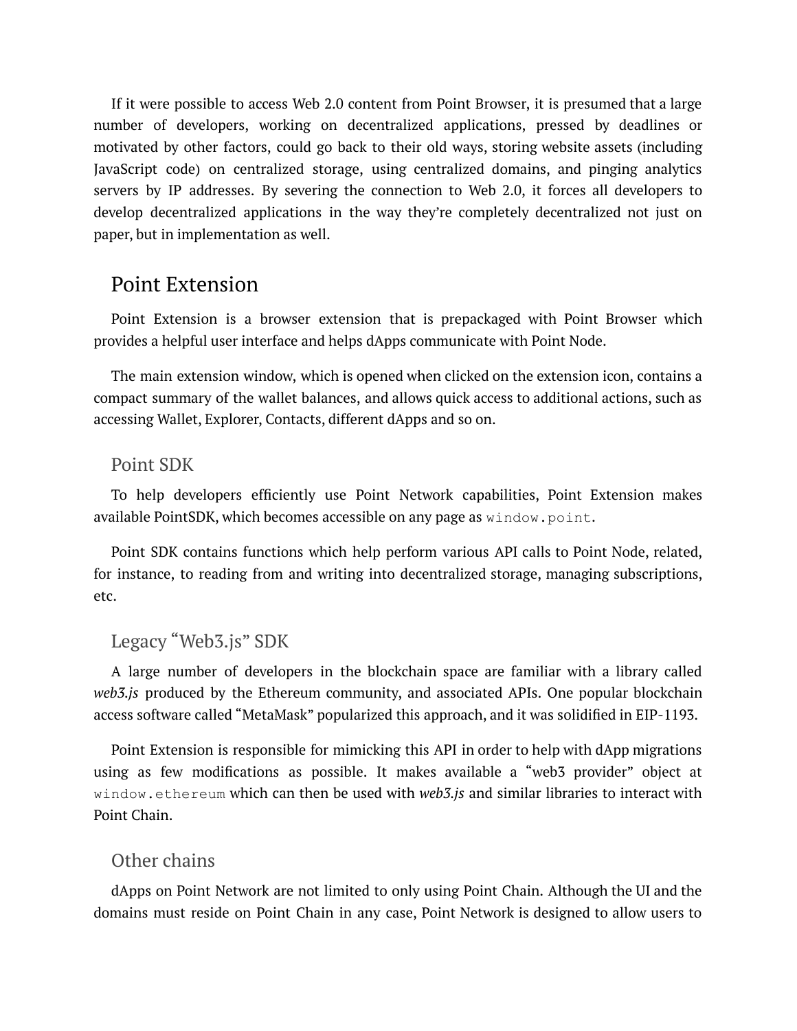If it were possible to access Web 2.0 content from Point Browser, it is presumed that a large number of developers, working on decentralized applications, pressed by deadlines or motivated by other factors, could go back to their old ways, storing website assets (including JavaScript code) on centralized storage, using centralized domains, and pinging analytics servers by IP addresses. By severing the connection to Web 2.0, it forces all developers to develop decentralized applications in the way they're completely decentralized not just on paper, but in implementation as well.

## Point Extension

Point Extension is a browser extension that is prepackaged with Point Browser which provides a helpful user interface and helps dApps communicate with Point Node.

The main extension window, which is opened when clicked on the extension icon, contains a compact summary of the wallet balances, and allows quick access to additional actions, such as accessing Wallet, Explorer, Contacts, different dApps and so on.

### Point SDK

To help developers efficiently use Point Network capabilities, Point Extension makes available PointSDK, which becomes accessible on any page as `window.point`.

Point SDK contains functions which help perform various API calls to Point Node, related, for instance, to reading from and writing into decentralized storage, managing subscriptions, etc.

### Legacy "Web3.js" SDK

A large number of developers in the blockchain space are familiar with a library called *web3.js* produced by the Ethereum community, and associated APIs. One popular blockchain access software called "MetaMask" popularized this approach, and it was solidified in EIP-1193.

Point Extension is responsible for mimicking this API in order to help with dApp migrations using as few modifications as possible. It makes available a "web3 provider" object at `window.ethereum` which can then be used with *web3.js* and similar libraries to interact with Point Chain.

### Other chains

dApps on Point Network are not limited to only using Point Chain. Although the UI and the domains must reside on Point Chain in any case, Point Network is designed to allow users to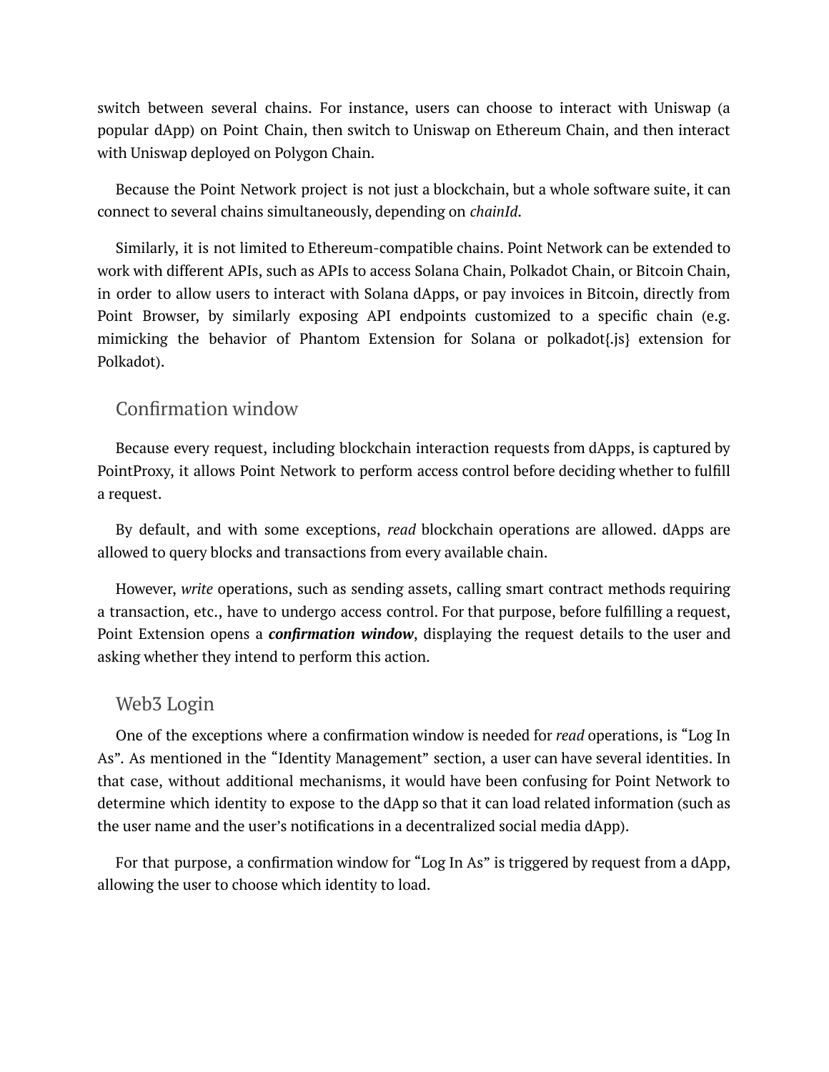switch between several chains. For instance, users can choose to interact with Uniswap (a popular dApp) on Point Chain, then switch to Uniswap on Ethereum Chain, and then interact with Uniswap deployed on Polygon Chain.

Because the Point Network project is not just a blockchain, but a whole software suite, it can connect to several chains simultaneously, depending on *chainId*.

Similarly, it is not limited to Ethereum-compatible chains. Point Network can be extended to work with different APIs, such as APIs to access Solana Chain, Polkadot Chain, or Bitcoin Chain, in order to allow users to interact with Solana dApps, or pay invoices in Bitcoin, directly from Point Browser, by similarly exposing API endpoints customized to a specific chain (e.g. mimicking the behavior of Phantom Extension for Solana or polkadot{.js} extension for Polkadot).

## Confirmation window

Because every request, including blockchain interaction requests from dApps, is captured by PointProxy, it allows Point Network to perform access control before deciding whether to fulfill a request.

By default, and with some exceptions, *read* blockchain operations are allowed. dApps are allowed to query blocks and transactions from every available chain.

However, *write* operations, such as sending assets, calling smart contract methods requiring a transaction, etc., have to undergo access control. For that purpose, before fulfilling a request, Point Extension opens a ***confirmation window***, displaying the request details to the user and asking whether they intend to perform this action.

## Web3 Login

One of the exceptions where a confirmation window is needed for *read* operations, is "Log In As". As mentioned in the "Identity Management" section, a user can have several identities. In that case, without additional mechanisms, it would have been confusing for Point Network to determine which identity to expose to the dApp so that it can load related information (such as the user name and the user's notifications in a decentralized social media dApp).

For that purpose, a confirmation window for "Log In As" is triggered by request from a dApp, allowing the user to choose which identity to load.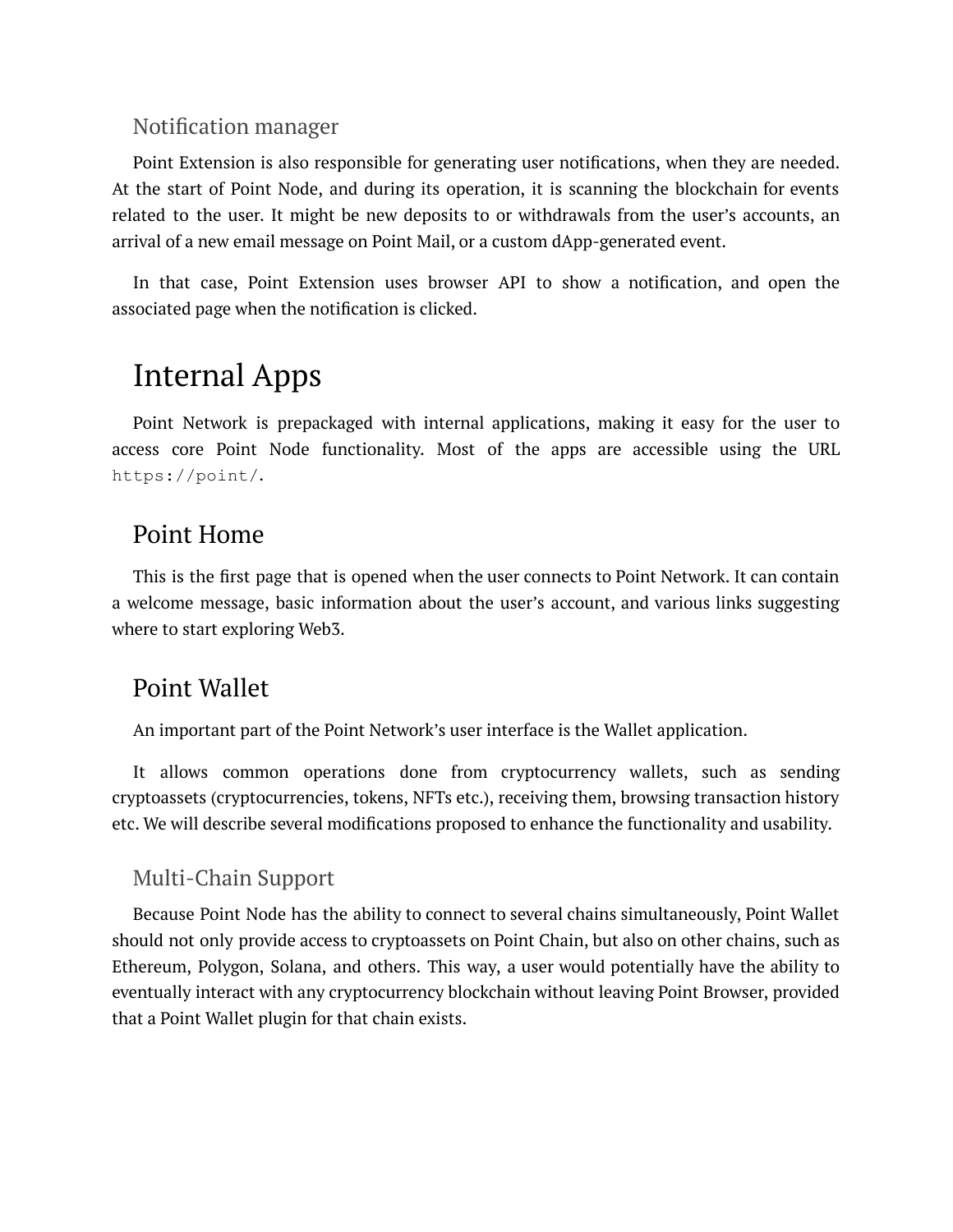### Notification manager

Point Extension is also responsible for generating user notifications, when they are needed. At the start of Point Node, and during its operation, it is scanning the blockchain for events related to the user. It might be new deposits to or withdrawals from the user's accounts, an arrival of a new email message on Point Mail, or a custom dApp-generated event.

In that case, Point Extension uses browser API to show a notification, and open the associated page when the notification is clicked.

# Internal Apps

Point Network is prepackaged with internal applications, making it easy for the user to access core Point Node functionality. Most of the apps are accessible using the URL `https://point/`.

## Point Home

This is the first page that is opened when the user connects to Point Network. It can contain a welcome message, basic information about the user's account, and various links suggesting where to start exploring Web3.

## Point Wallet

An important part of the Point Network's user interface is the Wallet application.

It allows common operations done from cryptocurrency wallets, such as sending cryptoassets (cryptocurrencies, tokens, NFTs etc.), receiving them, browsing transaction history etc. We will describe several modifications proposed to enhance the functionality and usability.

### Multi-Chain Support

Because Point Node has the ability to connect to several chains simultaneously, Point Wallet should not only provide access to cryptoassets on Point Chain, but also on other chains, such as Ethereum, Polygon, Solana, and others. This way, a user would potentially have the ability to eventually interact with any cryptocurrency blockchain without leaving Point Browser, provided that a Point Wallet plugin for that chain exists.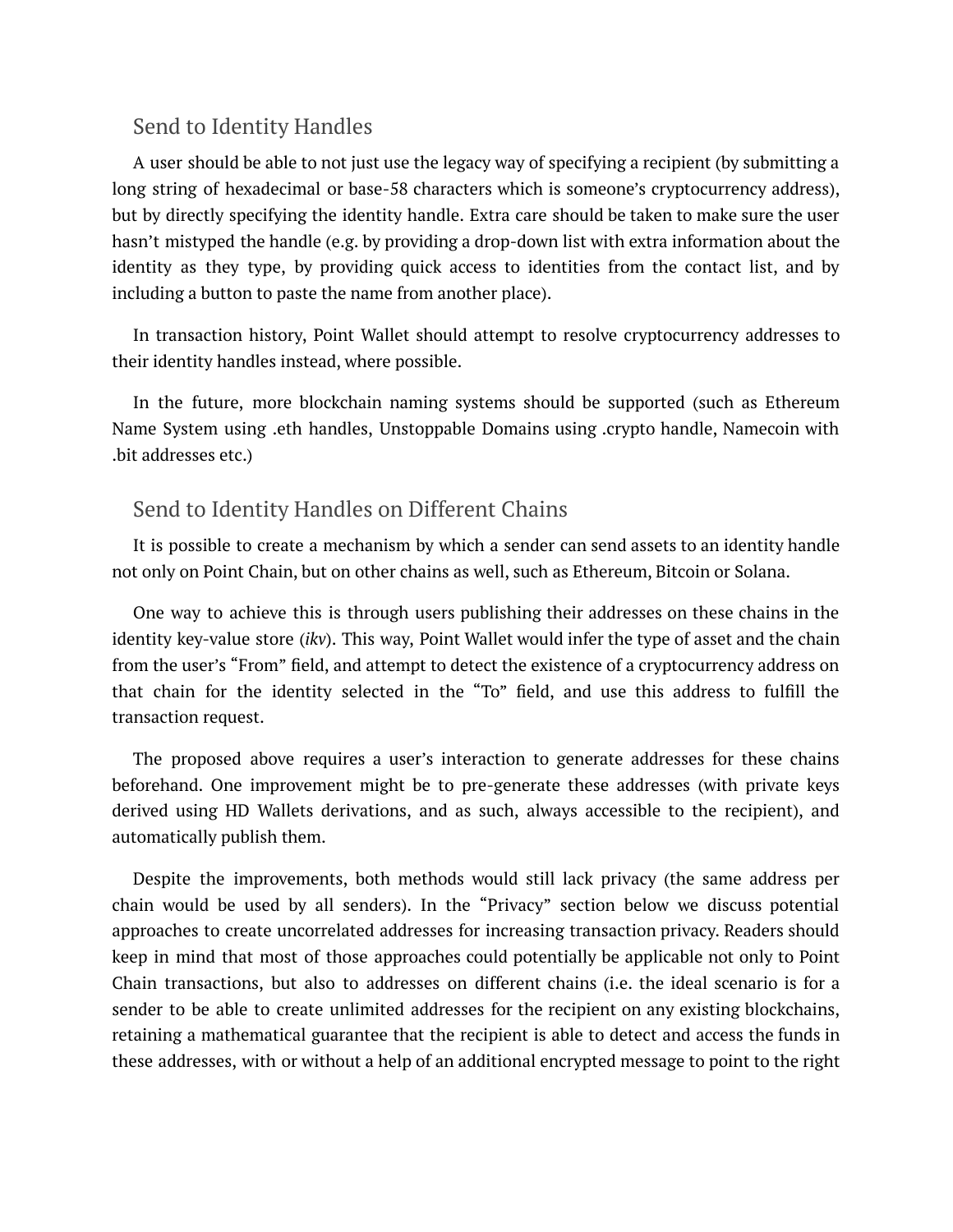### Send to Identity Handles

A user should be able to not just use the legacy way of specifying a recipient (by submitting a long string of hexadecimal or base-58 characters which is someone's cryptocurrency address), but by directly specifying the identity handle. Extra care should be taken to make sure the user hasn't mistyped the handle (e.g. by providing a drop-down list with extra information about the identity as they type, by providing quick access to identities from the contact list, and by including a button to paste the name from another place).

In transaction history, Point Wallet should attempt to resolve cryptocurrency addresses to their identity handles instead, where possible.

In the future, more blockchain naming systems should be supported (such as Ethereum Name System using .eth handles, Unstoppable Domains using .crypto handle, Namecoin with .bit addresses etc.)

### Send to Identity Handles on Different Chains

It is possible to create a mechanism by which a sender can send assets to an identity handle not only on Point Chain, but on other chains as well, such as Ethereum, Bitcoin or Solana.

One way to achieve this is through users publishing their addresses on these chains in the identity key-value store (*ikv*). This way, Point Wallet would infer the type of asset and the chain from the user's "From" field, and attempt to detect the existence of a cryptocurrency address on that chain for the identity selected in the "To" field, and use this address to fulfill the transaction request.

The proposed above requires a user's interaction to generate addresses for these chains beforehand. One improvement might be to pre-generate these addresses (with private keys derived using HD Wallets derivations, and as such, always accessible to the recipient), and automatically publish them.

Despite the improvements, both methods would still lack privacy (the same address per chain would be used by all senders). In the "Privacy" section below we discuss potential approaches to create uncorrelated addresses for increasing transaction privacy. Readers should keep in mind that most of those approaches could potentially be applicable not only to Point Chain transactions, but also to addresses on different chains (i.e. the ideal scenario is for a sender to be able to create unlimited addresses for the recipient on any existing blockchains, retaining a mathematical guarantee that the recipient is able to detect and access the funds in these addresses, with or without a help of an additional encrypted message to point to the right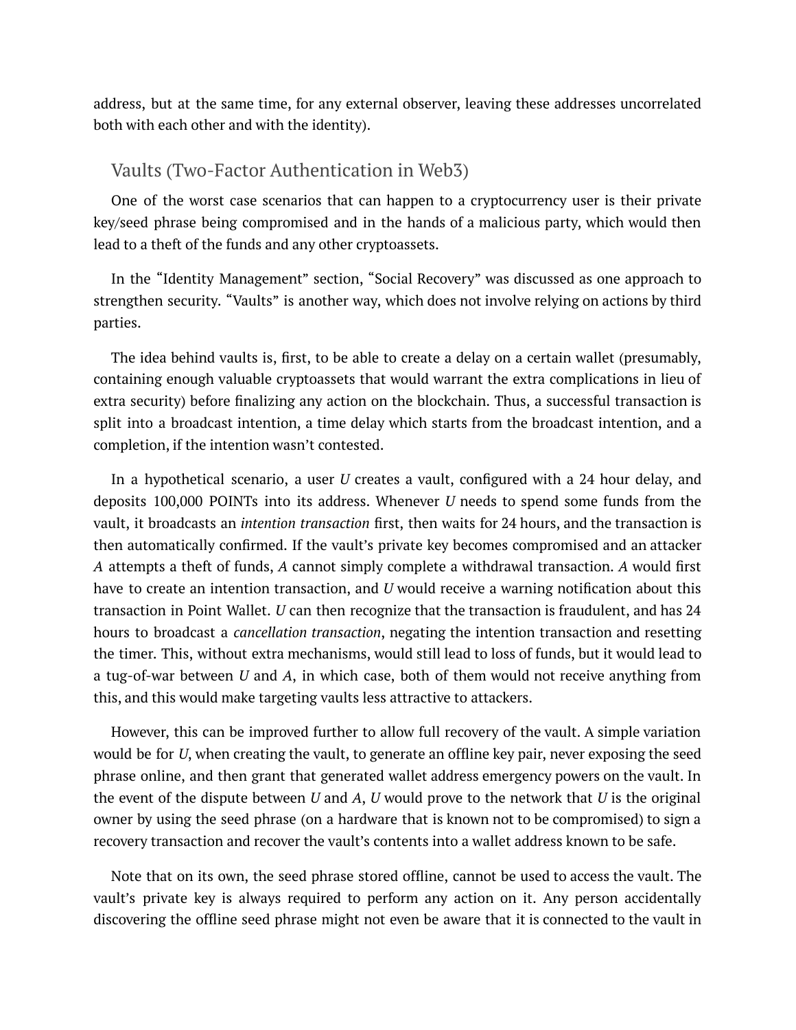address, but at the same time, for any external observer, leaving these addresses uncorrelated both with each other and with the identity).

## Vaults (Two-Factor Authentication in Web3)

One of the worst case scenarios that can happen to a cryptocurrency user is their private key/seed phrase being compromised and in the hands of a malicious party, which would then lead to a theft of the funds and any other cryptoassets.

In the "Identity Management" section, "Social Recovery" was discussed as one approach to strengthen security. "Vaults" is another way, which does not involve relying on actions by third parties.

The idea behind vaults is, first, to be able to create a delay on a certain wallet (presumably, containing enough valuable cryptoassets that would warrant the extra complications in lieu of extra security) before finalizing any action on the blockchain. Thus, a successful transaction is split into a broadcast intention, a time delay which starts from the broadcast intention, and a completion, if the intention wasn't contested.

In a hypothetical scenario, a user *U* creates a vault, configured with a 24 hour delay, and deposits 100,000 POINTs into its address. Whenever *U* needs to spend some funds from the vault, it broadcasts an *intention transaction* first, then waits for 24 hours, and the transaction is then automatically confirmed. If the vault's private key becomes compromised and an attacker *A* attempts a theft of funds, *A* cannot simply complete a withdrawal transaction. *A* would first have to create an intention transaction, and *U* would receive a warning notification about this transaction in Point Wallet. *U* can then recognize that the transaction is fraudulent, and has 24 hours to broadcast a *cancellation transaction*, negating the intention transaction and resetting the timer. This, without extra mechanisms, would still lead to loss of funds, but it would lead to a tug-of-war between *U* and *A*, in which case, both of them would not receive anything from this, and this would make targeting vaults less attractive to attackers.

However, this can be improved further to allow full recovery of the vault. A simple variation would be for *U*, when creating the vault, to generate an offline key pair, never exposing the seed phrase online, and then grant that generated wallet address emergency powers on the vault. In the event of the dispute between *U* and *A*, *U* would prove to the network that *U* is the original owner by using the seed phrase (on a hardware that is known not to be compromised) to sign a recovery transaction and recover the vault's contents into a wallet address known to be safe.

Note that on its own, the seed phrase stored offline, cannot be used to access the vault. The vault's private key is always required to perform any action on it. Any person accidentally discovering the offline seed phrase might not even be aware that it is connected to the vault in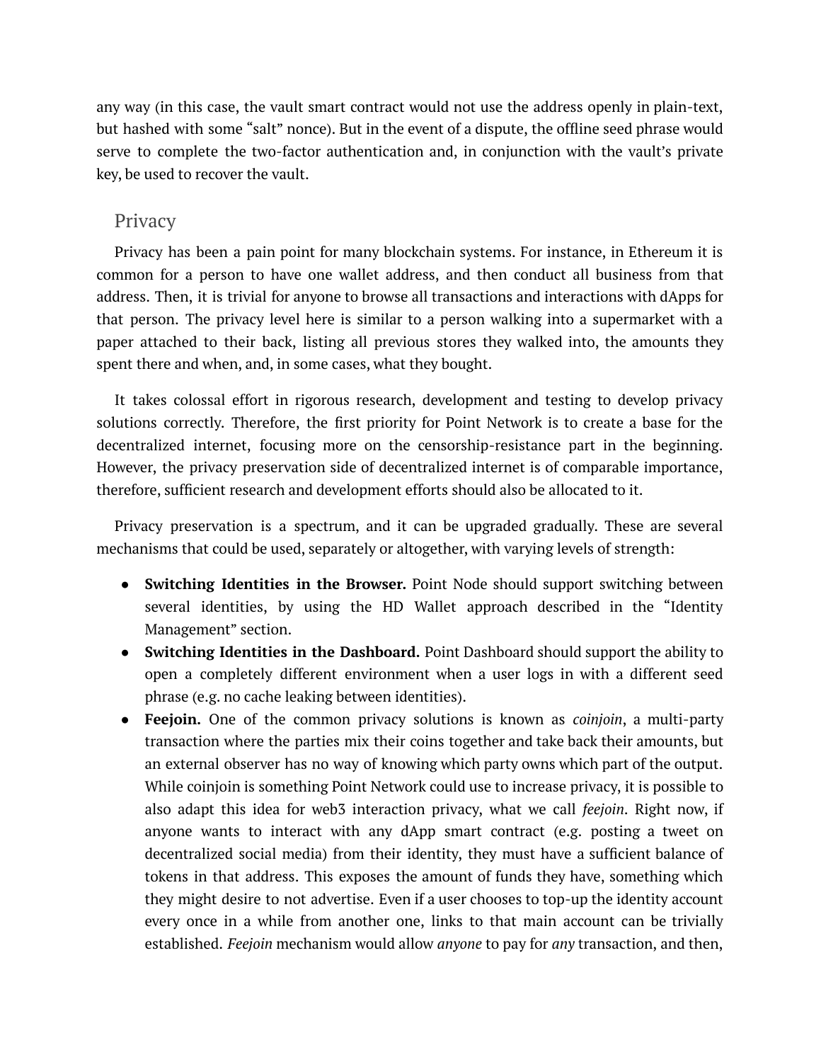any way (in this case, the vault smart contract would not use the address openly in plain-text, but hashed with some "salt" nonce). But in the event of a dispute, the offline seed phrase would serve to complete the two-factor authentication and, in conjunction with the vault's private key, be used to recover the vault.

## Privacy

Privacy has been a pain point for many blockchain systems. For instance, in Ethereum it is common for a person to have one wallet address, and then conduct all business from that address. Then, it is trivial for anyone to browse all transactions and interactions with dApps for that person. The privacy level here is similar to a person walking into a supermarket with a paper attached to their back, listing all previous stores they walked into, the amounts they spent there and when, and, in some cases, what they bought.

It takes colossal effort in rigorous research, development and testing to develop privacy solutions correctly. Therefore, the first priority for Point Network is to create a base for the decentralized internet, focusing more on the censorship-resistance part in the beginning. However, the privacy preservation side of decentralized internet is of comparable importance, therefore, sufficient research and development efforts should also be allocated to it.

Privacy preservation is a spectrum, and it can be upgraded gradually. These are several mechanisms that could be used, separately or altogether, with varying levels of strength:

- **Switching Identities in the Browser.** Point Node should support switching between several identities, by using the HD Wallet approach described in the "Identity Management" section.
- **Switching Identities in the Dashboard.** Point Dashboard should support the ability to open a completely different environment when a user logs in with a different seed phrase (e.g. no cache leaking between identities).
- **Feejoin.** One of the common privacy solutions is known as *coinjoin*, a multi-party transaction where the parties mix their coins together and take back their amounts, but an external observer has no way of knowing which party owns which part of the output. While coinjoin is something Point Network could use to increase privacy, it is possible to also adapt this idea for web3 interaction privacy, what we call *feejoin*. Right now, if anyone wants to interact with any dApp smart contract (e.g. posting a tweet on decentralized social media) from their identity, they must have a sufficient balance of tokens in that address. This exposes the amount of funds they have, something which they might desire to not advertise. Even if a user chooses to top-up the identity account every once in a while from another one, links to that main account can be trivially established. *Feejoin* mechanism would allow *anyone* to pay for *any* transaction, and then,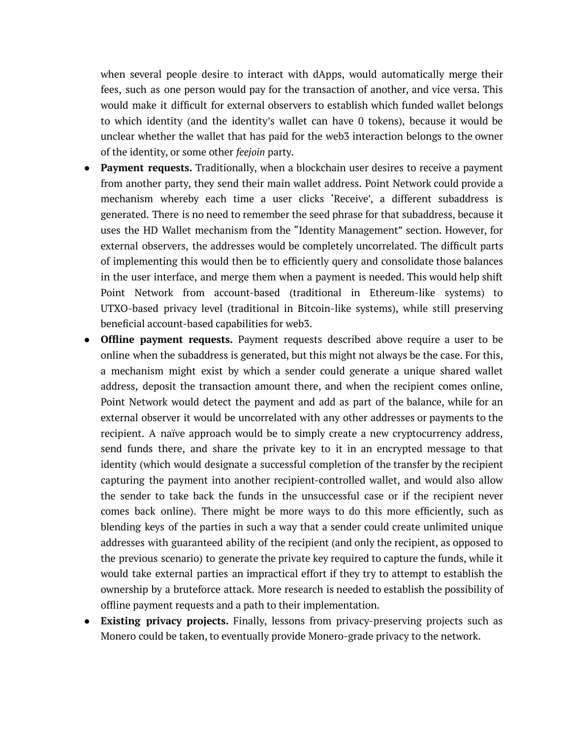when several people desire to interact with dApps, would automatically merge their fees, such as one person would pay for the transaction of another, and vice versa. This would make it difficult for external observers to establish which funded wallet belongs to which identity (and the identity's wallet can have 0 tokens), because it would be unclear whether the wallet that has paid for the web3 interaction belongs to the owner of the identity, or some other *feejoin* party.

- **Payment requests.** Traditionally, when a blockchain user desires to receive a payment from another party, they send their main wallet address. Point Network could provide a mechanism whereby each time a user clicks 'Receive', a different subaddress is generated. There is no need to remember the seed phrase for that subaddress, because it uses the HD Wallet mechanism from the "Identity Management" section. However, for external observers, the addresses would be completely uncorrelated. The difficult parts of implementing this would then be to efficiently query and consolidate those balances in the user interface, and merge them when a payment is needed. This would help shift Point Network from account-based (traditional in Ethereum-like systems) to UTXO-based privacy level (traditional in Bitcoin-like systems), while still preserving beneficial account-based capabilities for web3.
- **Offline payment requests.** Payment requests described above require a user to be online when the subaddress is generated, but this might not always be the case. For this, a mechanism might exist by which a sender could generate a unique shared wallet address, deposit the transaction amount there, and when the recipient comes online, Point Network would detect the payment and add as part of the balance, while for an external observer it would be uncorrelated with any other addresses or payments to the recipient. A naïve approach would be to simply create a new cryptocurrency address, send funds there, and share the private key to it in an encrypted message to that identity (which would designate a successful completion of the transfer by the recipient capturing the payment into another recipient-controlled wallet, and would also allow the sender to take back the funds in the unsuccessful case or if the recipient never comes back online). There might be more ways to do this more efficiently, such as blending keys of the parties in such a way that a sender could create unlimited unique addresses with guaranteed ability of the recipient (and only the recipient, as opposed to the previous scenario) to generate the private key required to capture the funds, while it would take external parties an impractical effort if they try to attempt to establish the ownership by a bruteforce attack. More research is needed to establish the possibility of offline payment requests and a path to their implementation.
- **Existing privacy projects.** Finally, lessons from privacy-preserving projects such as Monero could be taken, to eventually provide Monero-grade privacy to the network.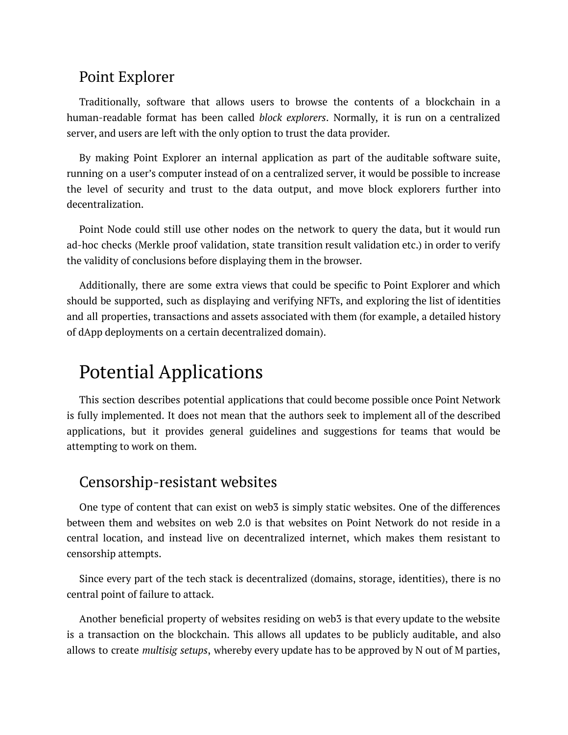## Point Explorer

Traditionally, software that allows users to browse the contents of a blockchain in a human-readable format has been called *block explorers*. Normally, it is run on a centralized server, and users are left with the only option to trust the data provider.

By making Point Explorer an internal application as part of the auditable software suite, running on a user's computer instead of on a centralized server, it would be possible to increase the level of security and trust to the data output, and move block explorers further into decentralization.

Point Node could still use other nodes on the network to query the data, but it would run ad-hoc checks (Merkle proof validation, state transition result validation etc.) in order to verify the validity of conclusions before displaying them in the browser.

Additionally, there are some extra views that could be specific to Point Explorer and which should be supported, such as displaying and verifying NFTs, and exploring the list of identities and all properties, transactions and assets associated with them (for example, a detailed history of dApp deployments on a certain decentralized domain).

# Potential Applications

This section describes potential applications that could become possible once Point Network is fully implemented. It does not mean that the authors seek to implement all of the described applications, but it provides general guidelines and suggestions for teams that would be attempting to work on them.

## Censorship-resistant websites

One type of content that can exist on web3 is simply static websites. One of the differences between them and websites on web 2.0 is that websites on Point Network do not reside in a central location, and instead live on decentralized internet, which makes them resistant to censorship attempts.

Since every part of the tech stack is decentralized (domains, storage, identities), there is no central point of failure to attack.

Another beneficial property of websites residing on web3 is that every update to the website is a transaction on the blockchain. This allows all updates to be publicly auditable, and also allows to create *multisig setups*, whereby every update has to be approved by N out of M parties,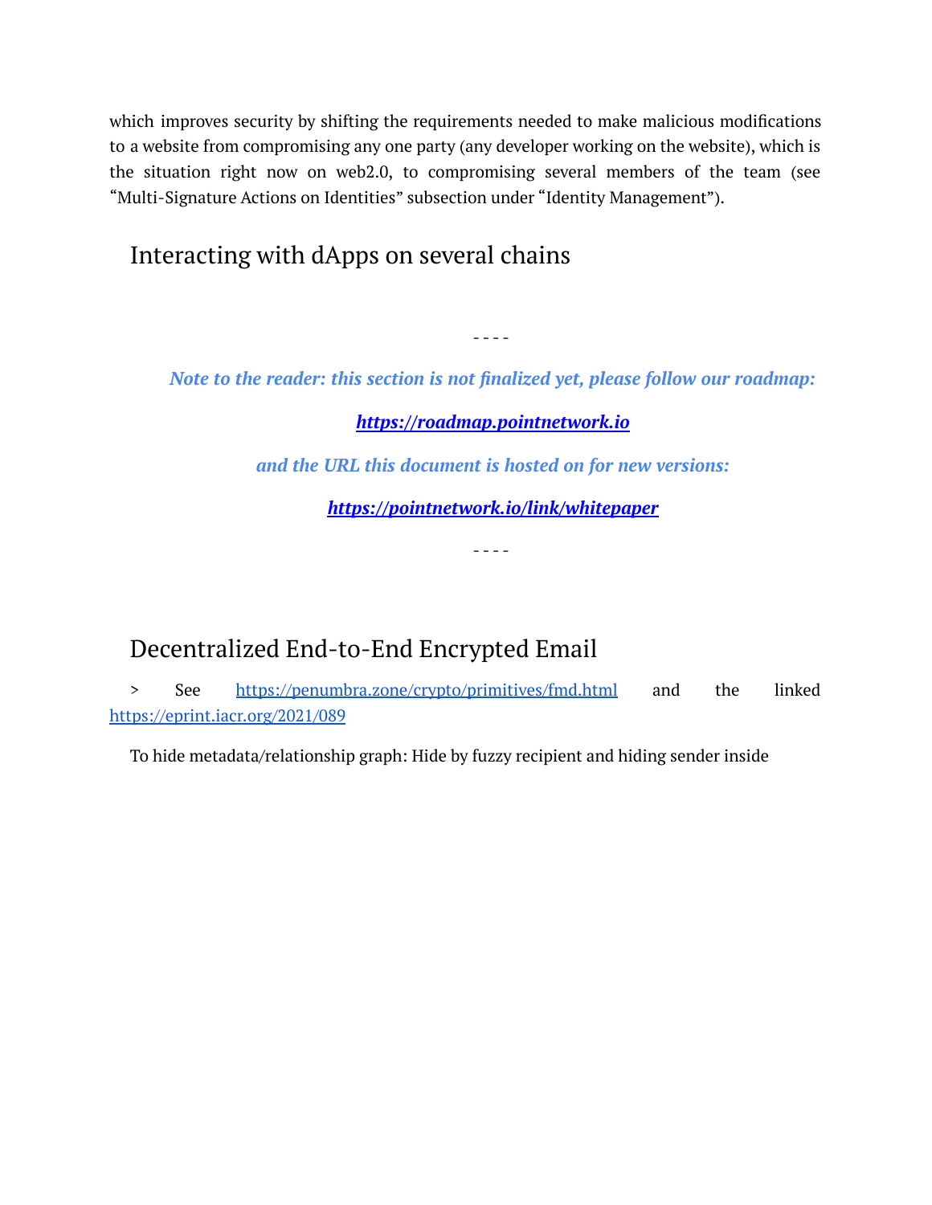which improves security by shifting the requirements needed to make malicious modifications to a website from compromising any one party (any developer working on the website), which is the situation right now on web2.0, to compromising several members of the team (see "Multi-Signature Actions on Identities" subsection under "Identity Management").

## Interacting with dApps on several chains

\- - - -

***Note to the reader: this section is not finalized yet, please follow our roadmap:***

***[https://roadmap.pointnetwork.io](https://roadmap.pointnetwork.io)***

***and the URL this document is hosted on for new versions:***

***[https://pointnetwork.io/link/whitepaper](https://pointnetwork.io/link/whitepaper)***

\- - - -

## Decentralized End-to-End Encrypted Email

> See [https://penumbra.zone/crypto/primitives/fmd.html](https://penumbra.zone/crypto/primitives/fmd.html) and the linked [https://eprint.iacr.org/2021/089](https://eprint.iacr.org/2021/089)

To hide metadata/relationship graph: Hide by fuzzy recipient and hiding sender inside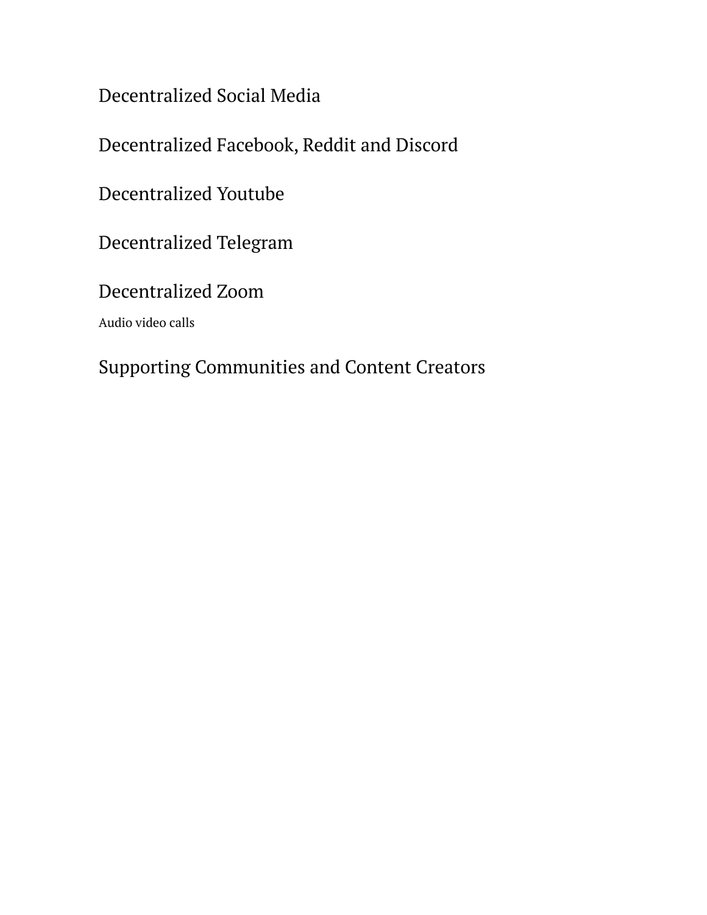## Decentralized Social Media

## Decentralized Facebook, Reddit and Discord

## Decentralized Youtube

## Decentralized Telegram

## Decentralized Zoom

Audio video calls

## Supporting Communities and Content Creators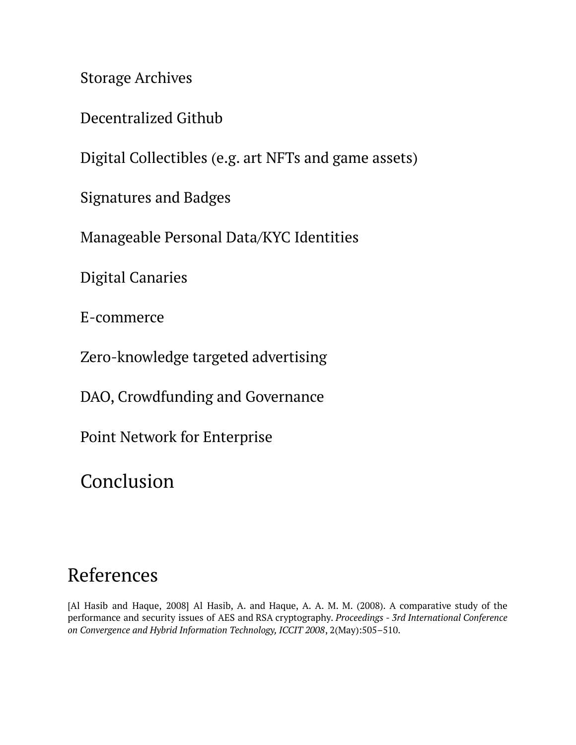### Storage Archives

### Decentralized Github

### Digital Collectibles (e.g. art NFTs and game assets)

### Signatures and Badges

### Manageable Personal Data/KYC Identities

### Digital Canaries

### E-commerce

### Zero-knowledge targeted advertising

### DAO, Crowdfunding and Governance

### Point Network for Enterprise

## Conclusion

# References

[Al Hasib and Haque, 2008] Al Hasib, A. and Haque, A. A. M. M. (2008). A comparative study of the performance and security issues of AES and RSA cryptography. *Proceedings - 3rd International Conference on Convergence and Hybrid Information Technology, ICCIT 2008*, 2(May):505–510.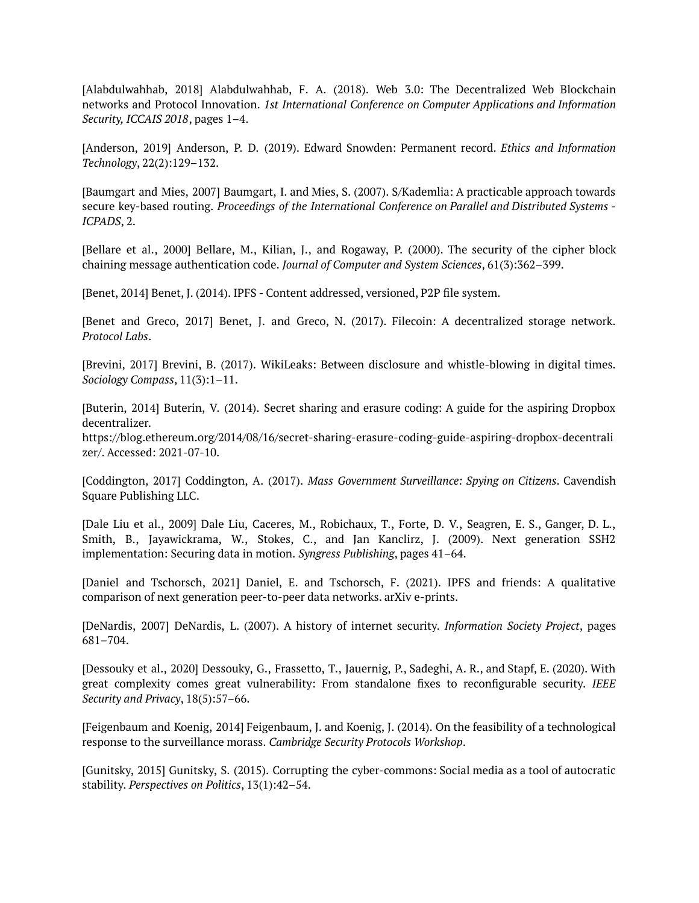[Alabdulwahhab, 2018] Alabdulwahhab, F. A. (2018). Web 3.0: The Decentralized Web Blockchain networks and Protocol Innovation. *1st International Conference on Computer Applications and Information Security, ICCAIS 2018*, pages 1–4.

[Anderson, 2019] Anderson, P. D. (2019). Edward Snowden: Permanent record. *Ethics and Information Technology*, 22(2):129–132.

[Baumgart and Mies, 2007] Baumgart, I. and Mies, S. (2007). S/Kademlia: A practicable approach towards secure key-based routing. *Proceedings of the International Conference on Parallel and Distributed Systems - ICPADS*, 2.

[Bellare et al., 2000] Bellare, M., Kilian, J., and Rogaway, P. (2000). The security of the cipher block chaining message authentication code. *Journal of Computer and System Sciences*, 61(3):362–399.

[Benet, 2014] Benet, J. (2014). IPFS - Content addressed, versioned, P2P file system.

[Benet and Greco, 2017] Benet, J. and Greco, N. (2017). Filecoin: A decentralized storage network. *Protocol Labs*.

[Brevini, 2017] Brevini, B. (2017). WikiLeaks: Between disclosure and whistle-blowing in digital times. *Sociology Compass*, 11(3):1–11.

[Buterin, 2014] Buterin, V. (2014). Secret sharing and erasure coding: A guide for the aspiring Dropbox decentralizer.
https://blog.ethereum.org/2014/08/16/secret-sharing-erasure-coding-guide-aspiring-dropbox-decentralizer/. Accessed: 2021-07-10.

[Coddington, 2017] Coddington, A. (2017). *Mass Government Surveillance: Spying on Citizens*. Cavendish Square Publishing LLC.

[Dale Liu et al., 2009] Dale Liu, Caceres, M., Robichaux, T., Forte, D. V., Seagren, E. S., Ganger, D. L., Smith, B., Jayawickrama, W., Stokes, C., and Jan Kanclirz, J. (2009). Next generation SSH2 implementation: Securing data in motion. *Syngress Publishing*, pages 41–64.

[Daniel and Tschorsch, 2021] Daniel, E. and Tschorsch, F. (2021). IPFS and friends: A qualitative comparison of next generation peer-to-peer data networks. arXiv e-prints.

[DeNardis, 2007] DeNardis, L. (2007). A history of internet security. *Information Society Project*, pages 681–704.

[Dessouky et al., 2020] Dessouky, G., Frassetto, T., Jauernig, P., Sadeghi, A. R., and Stapf, E. (2020). With great complexity comes great vulnerability: From standalone fixes to reconfigurable security. *IEEE Security and Privacy*, 18(5):57–66.

[Feigenbaum and Koenig, 2014] Feigenbaum, J. and Koenig, J. (2014). On the feasibility of a technological response to the surveillance morass. *Cambridge Security Protocols Workshop*.

[Gunitsky, 2015] Gunitsky, S. (2015). Corrupting the cyber-commons: Social media as a tool of autocratic stability. *Perspectives on Politics*, 13(1):42–54.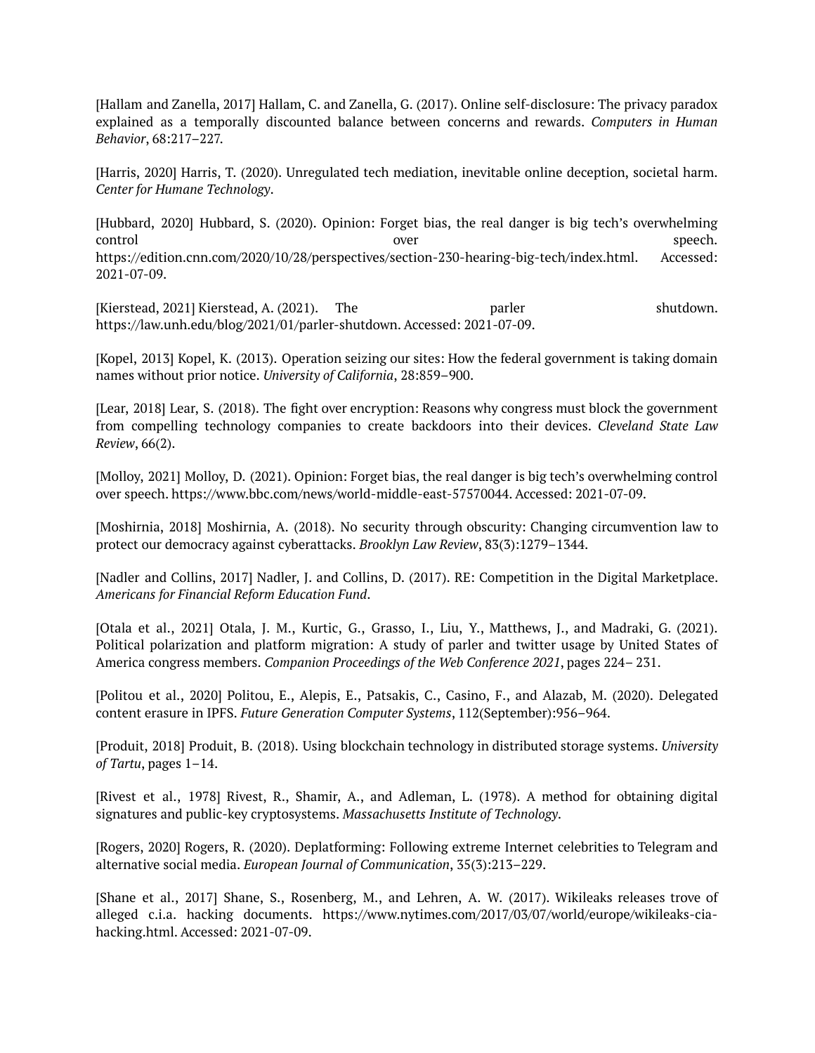[Hallam and Zanella, 2017] Hallam, C. and Zanella, G. (2017). Online self-disclosure: The privacy paradox explained as a temporally discounted balance between concerns and rewards. *Computers in Human Behavior*, 68:217–227.

[Harris, 2020] Harris, T. (2020). Unregulated tech mediation, inevitable online deception, societal harm. *Center for Humane Technology*.

[Hubbard, 2020] Hubbard, S. (2020). Opinion: Forget bias, the real danger is big tech's overwhelming control over speech. https://edition.cnn.com/2020/10/28/perspectives/section-230-hearing-big-tech/index.html. Accessed: 2021-07-09.

[Kierstead, 2021] Kierstead, A. (2021). The parler shutdown. https://law.unh.edu/blog/2021/01/parler-shutdown. Accessed: 2021-07-09.

[Kopel, 2013] Kopel, K. (2013). Operation seizing our sites: How the federal government is taking domain names without prior notice. *University of California*, 28:859–900.

[Lear, 2018] Lear, S. (2018). The fight over encryption: Reasons why congress must block the government from compelling technology companies to create backdoors into their devices. *Cleveland State Law Review*, 66(2).

[Molloy, 2021] Molloy, D. (2021). Opinion: Forget bias, the real danger is big tech's overwhelming control over speech. https://www.bbc.com/news/world-middle-east-57570044. Accessed: 2021-07-09.

[Moshirnia, 2018] Moshirnia, A. (2018). No security through obscurity: Changing circumvention law to protect our democracy against cyberattacks. *Brooklyn Law Review*, 83(3):1279–1344.

[Nadler and Collins, 2017] Nadler, J. and Collins, D. (2017). RE: Competition in the Digital Marketplace. *Americans for Financial Reform Education Fund*.

[Otala et al., 2021] Otala, J. M., Kurtic, G., Grasso, I., Liu, Y., Matthews, J., and Madraki, G. (2021). Political polarization and platform migration: A study of parler and twitter usage by United States of America congress members. *Companion Proceedings of the Web Conference 2021*, pages 224– 231.

[Politou et al., 2020] Politou, E., Alepis, E., Patsakis, C., Casino, F., and Alazab, M. (2020). Delegated content erasure in IPFS. *Future Generation Computer Systems*, 112(September):956–964.

[Produit, 2018] Produit, B. (2018). Using blockchain technology in distributed storage systems. *University of Tartu*, pages 1–14.

[Rivest et al., 1978] Rivest, R., Shamir, A., and Adleman, L. (1978). A method for obtaining digital signatures and public-key cryptosystems. *Massachusetts Institute of Technology*.

[Rogers, 2020] Rogers, R. (2020). Deplatforming: Following extreme Internet celebrities to Telegram and alternative social media. *European Journal of Communication*, 35(3):213–229.

[Shane et al., 2017] Shane, S., Rosenberg, M., and Lehren, A. W. (2017). Wikileaks releases trove of alleged c.i.a. hacking documents. https://www.nytimes.com/2017/03/07/world/europe/wikileaks-cia-hacking.html. Accessed: 2021-07-09.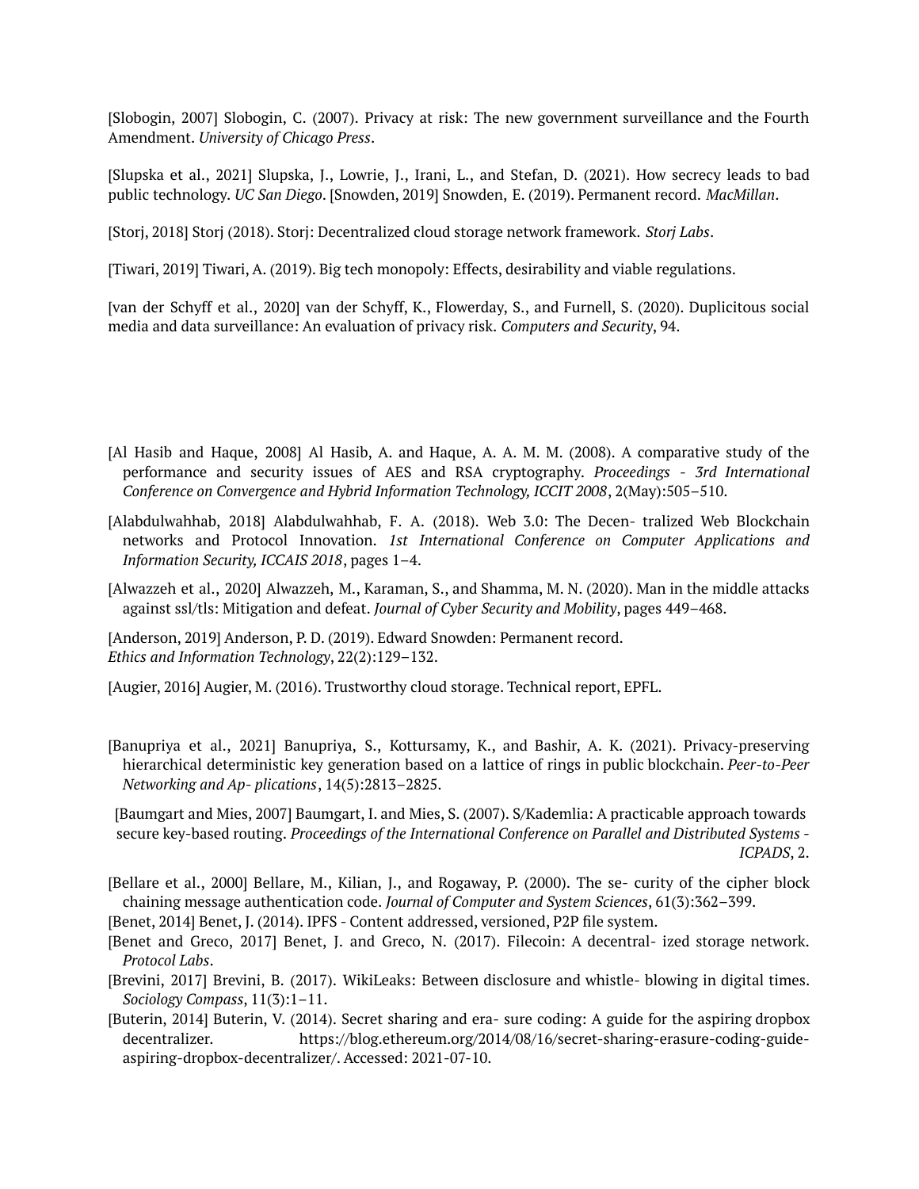[Slobogin, 2007] Slobogin, C. (2007). Privacy at risk: The new government surveillance and the Fourth Amendment. *University of Chicago Press*.

[Slupska et al., 2021] Slupska, J., Lowrie, J., Irani, L., and Stefan, D. (2021). How secrecy leads to bad public technology. *UC San Diego*. [Snowden, 2019] Snowden, E. (2019). Permanent record. *MacMillan*.

[Storj, 2018] Storj (2018). Storj: Decentralized cloud storage network framework. *Storj Labs*.

[Tiwari, 2019] Tiwari, A. (2019). Big tech monopoly: Effects, desirability and viable regulations.

[van der Schyff et al., 2020] van der Schyff, K., Flowerday, S., and Furnell, S. (2020). Duplicitous social media and data surveillance: An evaluation of privacy risk. *Computers and Security*, 94.

[Al Hasib and Haque, 2008] Al Hasib, A. and Haque, A. A. M. M. (2008). A comparative study of the performance and security issues of AES and RSA cryptography. *Proceedings - 3rd International Conference on Convergence and Hybrid Information Technology, ICCIT 2008*, 2(May):505–510.

[Alabdulwahhab, 2018] Alabdulwahhab, F. A. (2018). Web 3.0: The Decen- tralized Web Blockchain networks and Protocol Innovation. *1st International Conference on Computer Applications and Information Security, ICCAIS 2018*, pages 1–4.

[Alwazzeh et al., 2020] Alwazzeh, M., Karaman, S., and Shamma, M. N. (2020). Man in the middle attacks against ssl/tls: Mitigation and defeat. *Journal of Cyber Security and Mobility*, pages 449–468.

[Anderson, 2019] Anderson, P. D. (2019). Edward Snowden: Permanent record. *Ethics and Information Technology*, 22(2):129–132.

[Augier, 2016] Augier, M. (2016). Trustworthy cloud storage. Technical report, EPFL.

[Banupriya et al., 2021] Banupriya, S., Kottursamy, K., and Bashir, A. K. (2021). Privacy-preserving hierarchical deterministic key generation based on a lattice of rings in public blockchain. *Peer-to-Peer Networking and Ap- plications*, 14(5):2813–2825.

[Baumgart and Mies, 2007] Baumgart, I. and Mies, S. (2007). S/Kademlia: A practicable approach towards secure key-based routing. *Proceedings of the International Conference on Parallel and Distributed Systems - ICPADS*, 2.

[Bellare et al., 2000] Bellare, M., Kilian, J., and Rogaway, P. (2000). The se- curity of the cipher block chaining message authentication code. *Journal of Computer and System Sciences*, 61(3):362–399.

[Benet, 2014] Benet, J. (2014). IPFS - Content addressed, versioned, P2P file system.

[Benet and Greco, 2017] Benet, J. and Greco, N. (2017). Filecoin: A decentral- ized storage network. *Protocol Labs*.

[Brevini, 2017] Brevini, B. (2017). WikiLeaks: Between disclosure and whistle- blowing in digital times. *Sociology Compass*, 11(3):1–11.

[Buterin, 2014] Buterin, V. (2014). Secret sharing and era- sure coding: A guide for the aspiring dropbox decentralizer. https://blog.ethereum.org/2014/08/16/secret-sharing-erasure-coding-guide-aspiring-dropbox-decentralizer/. Accessed: 2021-07-10.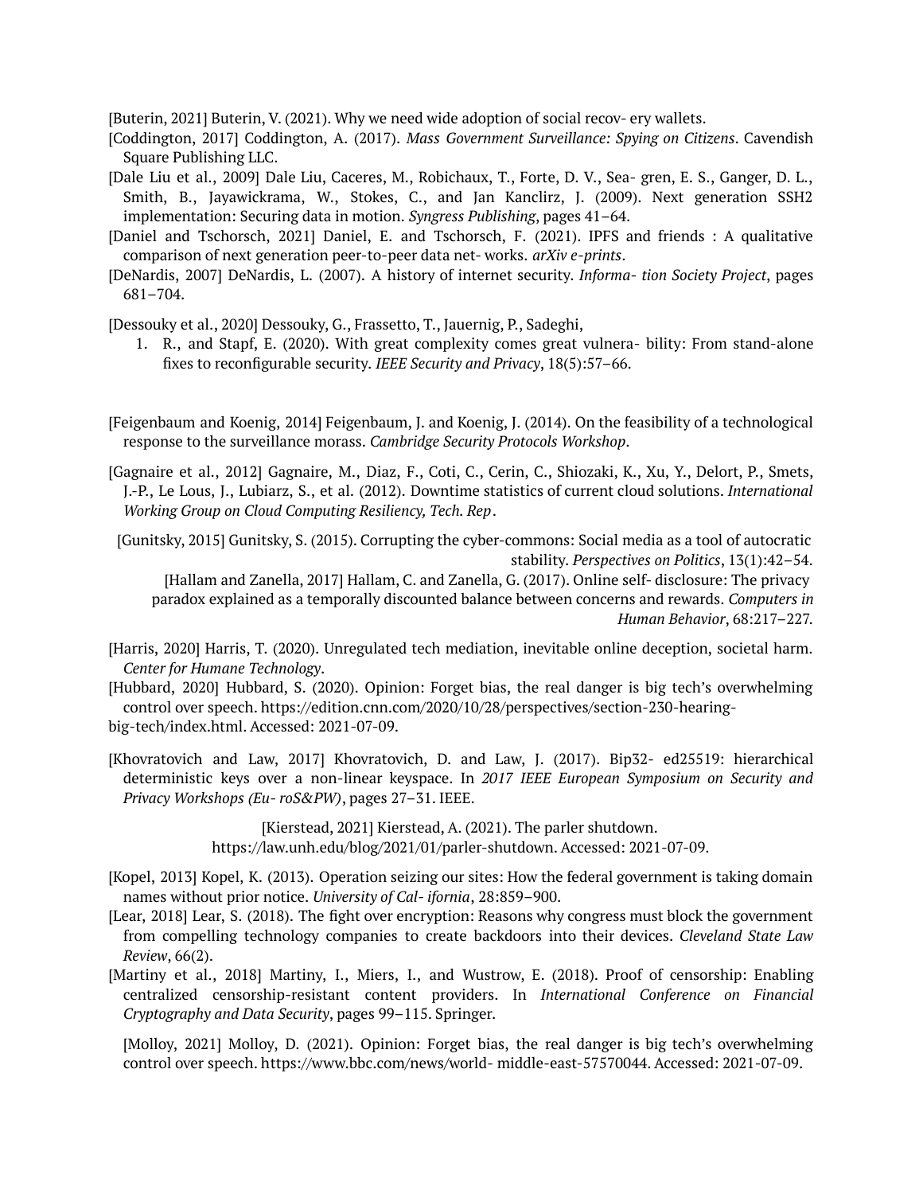[Buterin, 2021] Buterin, V. (2021). Why we need wide adoption of social recov- ery wallets.

[Coddington, 2017] Coddington, A. (2017). *Mass Government Surveillance: Spying on Citizens*. Cavendish Square Publishing LLC.

[Dale Liu et al., 2009] Dale Liu, Caceres, M., Robichaux, T., Forte, D. V., Sea- gren, E. S., Ganger, D. L., Smith, B., Jayawickrama, W., Stokes, C., and Jan Kanclirz, J. (2009). Next generation SSH2 implementation: Securing data in motion. *Syngress Publishing*, pages 41–64.

[Daniel and Tschorsch, 2021] Daniel, E. and Tschorsch, F. (2021). IPFS and friends : A qualitative comparison of next generation peer-to-peer data net- works. *arXiv e-prints*.

[DeNardis, 2007] DeNardis, L. (2007). A history of internet security. *Informa- tion Society Project*, pages 681–704.

[Dessouky et al., 2020] Dessouky, G., Frassetto, T., Jauernig, P., Sadeghi,

1. R., and Stapf, E. (2020). With great complexity comes great vulnera- bility: From stand-alone fixes to reconfigurable security. *IEEE Security and Privacy*, 18(5):57–66.

[Feigenbaum and Koenig, 2014] Feigenbaum, J. and Koenig, J. (2014). On the feasibility of a technological response to the surveillance morass. *Cambridge Security Protocols Workshop*.

[Gagnaire et al., 2012] Gagnaire, M., Diaz, F., Coti, C., Cerin, C., Shiozaki, K., Xu, Y., Delort, P., Smets, J.-P., Le Lous, J., Lubiarz, S., et al. (2012). Downtime statistics of current cloud solutions. *International Working Group on Cloud Computing Resiliency, Tech. Rep*.

[Gunitsky, 2015] Gunitsky, S. (2015). Corrupting the cyber-commons: Social media as a tool of autocratic stability. *Perspectives on Politics*, 13(1):42–54.

[Hallam and Zanella, 2017] Hallam, C. and Zanella, G. (2017). Online self- disclosure: The privacy paradox explained as a temporally discounted balance between concerns and rewards. *Computers in Human Behavior*, 68:217–227.

[Harris, 2020] Harris, T. (2020). Unregulated tech mediation, inevitable online deception, societal harm. *Center for Humane Technology*.

[Hubbard, 2020] Hubbard, S. (2020). Opinion: Forget bias, the real danger is big tech's overwhelming control over speech. https://edition.cnn.com/2020/10/28/perspectives/section-230-hearing-big-tech/index.html. Accessed: 2021-07-09.

[Khovratovich and Law, 2017] Khovratovich, D. and Law, J. (2017). Bip32- ed25519: hierarchical deterministic keys over a non-linear keyspace. In *2017 IEEE European Symposium on Security and Privacy Workshops (Eu- roS&PW)*, pages 27–31. IEEE.

[Kierstead, 2021] Kierstead, A. (2021). The parler shutdown. https://law.unh.edu/blog/2021/01/parler-shutdown. Accessed: 2021-07-09.

[Kopel, 2013] Kopel, K. (2013). Operation seizing our sites: How the federal government is taking domain names without prior notice. *University of Cal- ifornia*, 28:859–900.

[Lear, 2018] Lear, S. (2018). The fight over encryption: Reasons why congress must block the government from compelling technology companies to create backdoors into their devices. *Cleveland State Law Review*, 66(2).

[Martiny et al., 2018] Martiny, I., Miers, I., and Wustrow, E. (2018). Proof of censorship: Enabling centralized censorship-resistant content providers. In *International Conference on Financial Cryptography and Data Security*, pages 99–115. Springer.

[Molloy, 2021] Molloy, D. (2021). Opinion: Forget bias, the real danger is big tech's overwhelming control over speech. https://www.bbc.com/news/world- middle-east-57570044. Accessed: 2021-07-09.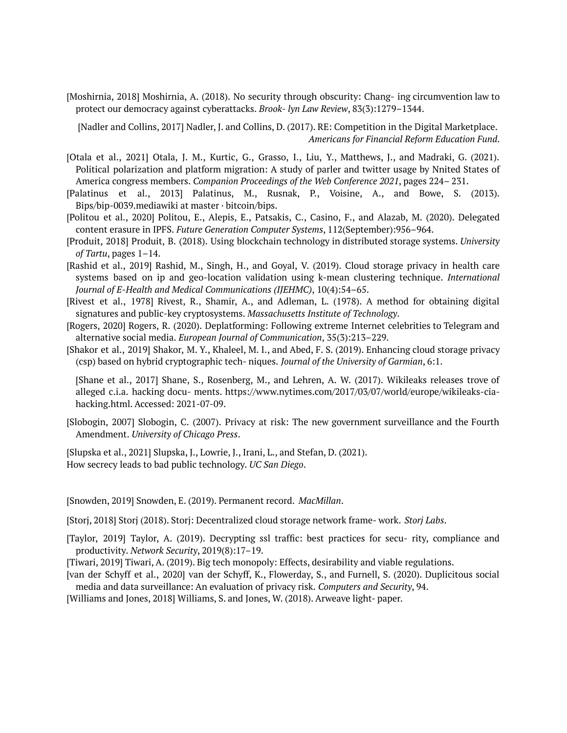[Moshirnia, 2018] Moshirnia, A. (2018). No security through obscurity: Chang- ing circumvention law to protect our democracy against cyberattacks. *Brook- lyn Law Review*, 83(3):1279–1344.

[Nadler and Collins, 2017] Nadler, J. and Collins, D. (2017). RE: Competition in the Digital Marketplace. *Americans for Financial Reform Education Fund*.

[Otala et al., 2021] Otala, J. M., Kurtic, G., Grasso, I., Liu, Y., Matthews, J., and Madraki, G. (2021). Political polarization and platform migration: A study of parler and twitter usage by Nnited States of America congress members. *Companion Proceedings of the Web Conference 2021*, pages 224– 231.

[Palatinus et al., 2013] Palatinus, M., Rusnak, P., Voisine, A., and Bowe, S. (2013). Bips/bip-0039.mediawiki at master · bitcoin/bips.

[Politou et al., 2020] Politou, E., Alepis, E., Patsakis, C., Casino, F., and Alazab, M. (2020). Delegated content erasure in IPFS. *Future Generation Computer Systems*, 112(September):956–964.

[Produit, 2018] Produit, B. (2018). Using blockchain technology in distributed storage systems. *University of Tartu*, pages 1–14.

[Rashid et al., 2019] Rashid, M., Singh, H., and Goyal, V. (2019). Cloud storage privacy in health care systems based on ip and geo-location validation using k-mean clustering technique. *International Journal of E-Health and Medical Communications (IJEHMC)*, 10(4):54–65.

[Rivest et al., 1978] Rivest, R., Shamir, A., and Adleman, L. (1978). A method for obtaining digital signatures and public-key cryptosystems. *Massachusetts Institute of Technology*.

[Rogers, 2020] Rogers, R. (2020). Deplatforming: Following extreme Internet celebrities to Telegram and alternative social media. *European Journal of Communication*, 35(3):213–229.

[Shakor et al., 2019] Shakor, M. Y., Khaleel, M. I., and Abed, F. S. (2019). Enhancing cloud storage privacy (csp) based on hybrid cryptographic tech- niques. *Journal of the University of Garmian*, 6:1.

[Shane et al., 2017] Shane, S., Rosenberg, M., and Lehren, A. W. (2017). Wikileaks releases trove of alleged c.i.a. hacking docu- ments. https://www.nytimes.com/2017/03/07/world/europe/wikileaks-cia-hacking.html. Accessed: 2021-07-09.

[Slobogin, 2007] Slobogin, C. (2007). Privacy at risk: The new government surveillance and the Fourth Amendment. *University of Chicago Press*.

[Slupska et al., 2021] Slupska, J., Lowrie, J., Irani, L., and Stefan, D. (2021). How secrecy leads to bad public technology. *UC San Diego*.

[Snowden, 2019] Snowden, E. (2019). Permanent record. *MacMillan*.

[Storj, 2018] Storj (2018). Storj: Decentralized cloud storage network frame- work. *Storj Labs*.

[Taylor, 2019] Taylor, A. (2019). Decrypting ssl traffic: best practices for secu- rity, compliance and productivity. *Network Security*, 2019(8):17–19.

[Tiwari, 2019] Tiwari, A. (2019). Big tech monopoly: Effects, desirability and viable regulations.

[van der Schyff et al., 2020] van der Schyff, K., Flowerday, S., and Furnell, S. (2020). Duplicitous social media and data surveillance: An evaluation of privacy risk. *Computers and Security*, 94.

[Williams and Jones, 2018] Williams, S. and Jones, W. (2018). Arweave light- paper.